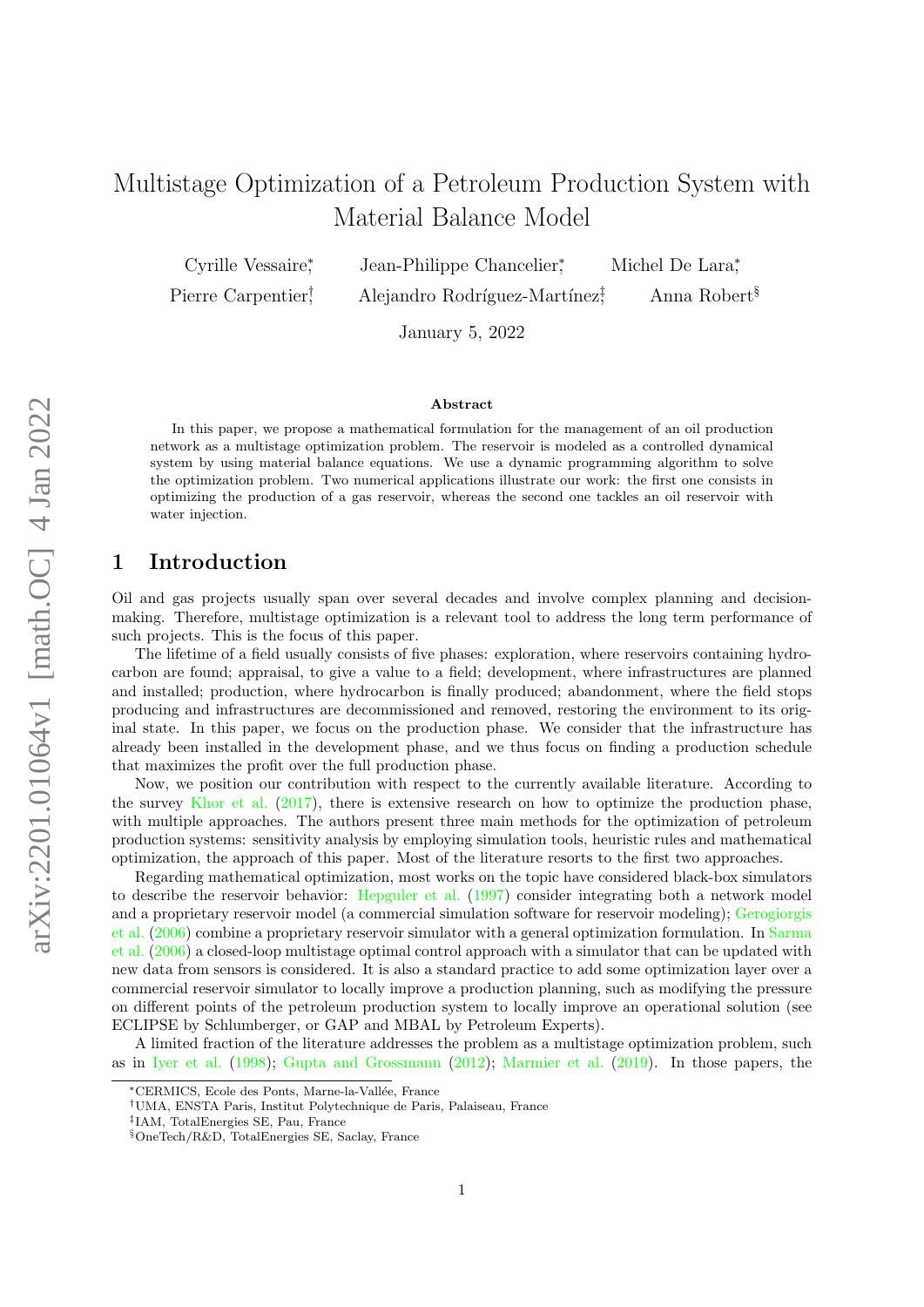# Multistage Optimization of a Petroleum Production System with Material Balance Model

Cyrille Vessaire[*], Jean-Philippe Chancelier[*], Michel De Lara[*], Pierre Carpentier[†], Alejandro Rodríguez-Martínez[‡], Anna Robert[§]

January 5, 2022

### Abstract

In this paper, we propose a mathematical formulation for the management of an oil production network as a multistage optimization problem. The reservoir is modeled as a controlled dynamical system by using material balance equations. We use a dynamic programming algorithm to solve the optimization problem. Two numerical applications illustrate our work: the first one consists in optimizing the production of a gas reservoir, whereas the second one tackles an oil reservoir with water injection.

## 1 Introduction

Oil and gas projects usually span over several decades and involve complex planning and decision-making. Therefore, multistage optimization is a relevant tool to address the long term performance of such projects. This is the focus of this paper.

The lifetime of a field usually consists of five phases: exploration, where reservoirs containing hydrocarbon are found; appraisal, to give a value to a field; development, where infrastructures are planned and installed; production, where hydrocarbon is finally produced; abandonment, where the field stops producing and infrastructures are decommissioned and removed, restoring the environment to its original state. In this paper, we focus on the production phase. We consider that the infrastructure has already been installed in the development phase, and we thus focus on finding a production schedule that maximizes the profit over the full production phase.

Now, we position our contribution with respect to the currently available literature. According to the survey Khor et al. (2017), there is extensive research on how to optimize the production phase, with multiple approaches. The authors present three main methods for the optimization of petroleum production systems: sensitivity analysis by employing simulation tools, heuristic rules and mathematical optimization, the approach of this paper. Most of the literature resorts to the first two approaches.

Regarding mathematical optimization, most works on the topic have considered black-box simulators to describe the reservoir behavior: Hepguler et al. (1997) consider integrating both a network model and a proprietary reservoir model (a commercial simulation software for reservoir modeling); Gerogiorgis et al. (2006) combine a proprietary reservoir simulator with a general optimization formulation. In Sarma et al. (2006) a closed-loop multistage optimal control approach with a simulator that can be updated with new data from sensors is considered. It is also a standard practice to add some optimization layer over a commercial reservoir simulator to locally improve a production planning, such as modifying the pressure on different points of the petroleum production system to locally improve an operational solution (see ECLIPSE by Schlumberger, or GAP and MBAL by Petroleum Experts).

A limited fraction of the literature addresses the problem as a multistage optimization problem, such as in Iyer et al. (1998); Gupta and Grossmann (2012); Marmier et al. (2019). In those papers, the

[*]CERMICS, Ecole des Ponts, Marne-la-Vallée, France
[†]UMA, ENSTA Paris, Institut Polytechnique de Paris, Palaiseau, France
[‡]IAM, TotalEnergies SE, Pau, France
[§]OneTech/R&D, TotalEnergies SE, Saclay, France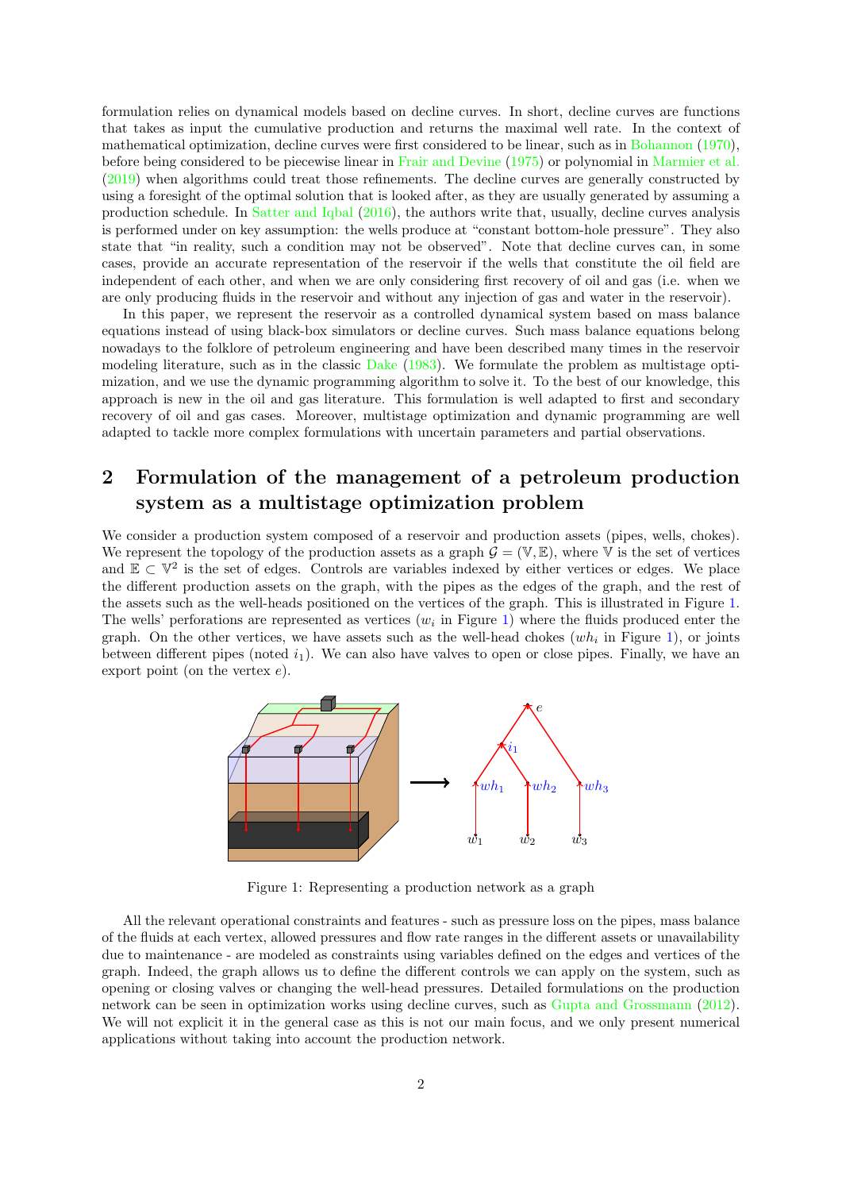formulation relies on dynamical models based on decline curves. In short, decline curves are functions that takes as input the cumulative production and returns the maximal well rate. In the context of mathematical optimization, decline curves were first considered to be linear, such as in Bohannon (1970), before being considered to be piecewise linear in Frair and Devine (1975) or polynomial in Marmier et al. (2019) when algorithms could treat those refinements. The decline curves are generally constructed by using a foresight of the optimal solution that is looked after, as they are usually generated by assuming a production schedule. In Satter and Iqbal (2016), the authors write that, usually, decline curves analysis is performed under on key assumption: the wells produce at "constant bottom-hole pressure". They also state that "in reality, such a condition may not be observed". Note that decline curves can, in some cases, provide an accurate representation of the reservoir if the wells that constitute the oil field are independent of each other, and when we are only considering first recovery of oil and gas (i.e. when we are only producing fluids in the reservoir and without any injection of gas and water in the reservoir).

In this paper, we represent the reservoir as a controlled dynamical system based on mass balance equations instead of using black-box simulators or decline curves. Such mass balance equations belong nowadays to the folklore of petroleum engineering and have been described many times in the reservoir modeling literature, such as in the classic Dake (1983). We formulate the problem as multistage optimization, and we use the dynamic programming algorithm to solve it. To the best of our knowledge, this approach is new in the oil and gas literature. This formulation is well adapted to first and secondary recovery of oil and gas cases. Moreover, multistage optimization and dynamic programming are well adapted to tackle more complex formulations with uncertain parameters and partial observations.

# 2 Formulation of the management of a petroleum production system as a multistage optimization problem

We consider a production system composed of a reservoir and production assets (pipes, wells, chokes). We represent the topology of the production assets as a graph $\mathcal{G} = (\mathbb{V}, \mathbb{E})$, where $\mathbb{V}$ is the set of vertices and $\mathbb{E} \subset \mathbb{V}^2$ is the set of edges. Controls are variables indexed by either vertices or edges. We place the different production assets on the graph, with the pipes as the edges of the graph, and the rest of the assets such as the well-heads positioned on the vertices of the graph. This is illustrated in Figure 1. The wells' perforations are represented as vertices ($w_i$ in Figure 1) where the fluids produced enter the graph. On the other vertices, we have assets such as the well-head chokes ($wh_i$ in Figure 1), or joints between different pipes (noted $i_1$). We can also have valves to open or close pipes. Finally, we have an export point (on the vertex $e$).

Figure 1: Representing a production network as a graph

All the relevant operational constraints and features - such as pressure loss on the pipes, mass balance of the fluids at each vertex, allowed pressures and flow rate ranges in the different assets or unavailability due to maintenance - are modeled as constraints using variables defined on the edges and vertices of the graph. Indeed, the graph allows us to define the different controls we can apply on the system, such as opening or closing valves or changing the well-head pressures. Detailed formulations on the production network can be seen in optimization works using decline curves, such as Gupta and Grossmann (2012). We will not explicit it in the general case as this is not our main focus, and we only present numerical applications without taking into account the production network.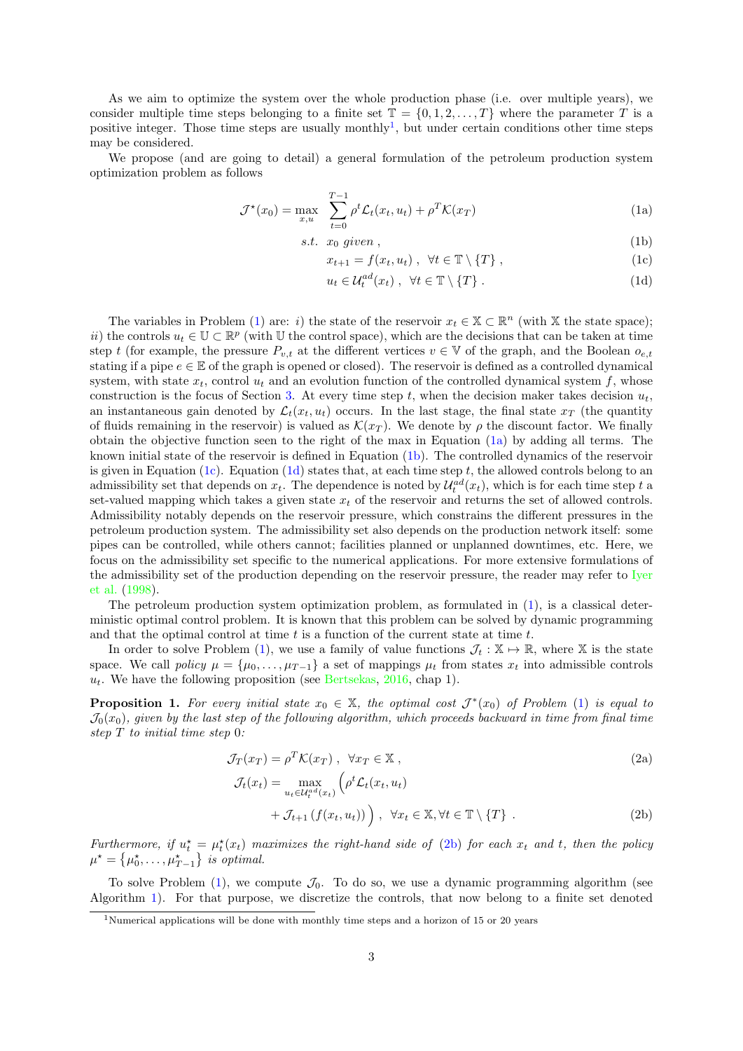As we aim to optimize the system over the whole production phase (i.e. over multiple years), we consider multiple time steps belonging to a finite set $\mathbb{T} = \{0, 1, 2, \ldots, T\}$ where the parameter $T$ is a positive integer. Those time steps are usually monthly[1], but under certain conditions other time steps may be considered.

We propose (and are going to detail) a general formulation of the petroleum production system optimization problem as follows

$$
\mathcal{J}^\star(x_0) = \max_{x,u} \; \sum_{t=0}^{T-1} \rho^t \mathcal{L}_t(x_t, u_t) + \rho^T \mathcal{K}(x_T) \tag{1a}
$$

$$
s.t. \;\; x_0 \; given \; , \tag{1b}
$$

$$
x_{t+1} = f(x_t, u_t) \; , \;\; \forall t \in \mathbb{T} \setminus \{T\} \; , \tag{1c}
$$

$$
u_t \in \mathcal{U}_t^{ad}(x_t) \; , \;\; \forall t \in \mathbb{T} \setminus \{T\} \; . \tag{1d}
$$

The variables in Problem (1) are: *i)* the state of the reservoir $x_t \in \mathbb{X} \subset \mathbb{R}^n$ (with $\mathbb{X}$ the state space); *ii)* the controls $u_t \in \mathbb{U} \subset \mathbb{R}^p$ (with $\mathbb{U}$ the control space), which are the decisions that can be taken at time step $t$ (for example, the pressure $P_{v,t}$ at the different vertices $v \in \mathbb{V}$ of the graph, and the Boolean $o_{e,t}$ stating if a pipe $e \in \mathbb{E}$ of the graph is opened or closed). The reservoir is defined as a controlled dynamical system, with state $x_t$, control $u_t$ and an evolution function of the controlled dynamical system $f$, whose construction is the focus of Section 3. At every time step $t$, when the decision maker takes decision $u_t$, an instantaneous gain denoted by $\mathcal{L}_t(x_t, u_t)$ occurs. In the last stage, the final state $x_T$ (the quantity of fluids remaining in the reservoir) is valued as $\mathcal{K}(x_T)$. We denote by $\rho$ the discount factor. We finally obtain the objective function seen to the right of the max in Equation (1a) by adding all terms. The known initial state of the reservoir is defined in Equation (1b). The controlled dynamics of the reservoir is given in Equation (1c). Equation (1d) states that, at each time step $t$, the allowed controls belong to an admissibility set that depends on $x_t$. The dependence is noted by $\mathcal{U}_t^{ad}(x_t)$, which is for each time step $t$ a set-valued mapping which takes a given state $x_t$ of the reservoir and returns the set of allowed controls. Admissibility notably depends on the reservoir pressure, which constrains the different pressures in the petroleum production system. The admissibility set also depends on the production network itself: some pipes can be controlled, while others cannot; facilities planned or unplanned downtimes, etc. Here, we focus on the admissibility set specific to the numerical applications. For more extensive formulations of the admissibility set of the production depending on the reservoir pressure, the reader may refer to Iyer et al. (1998).

The petroleum production system optimization problem, as formulated in (1), is a classical deterministic optimal control problem. It is known that this problem can be solved by dynamic programming and that the optimal control at time $t$ is a function of the current state at time $t$.

In order to solve Problem (1), we use a family of value functions $\mathcal{J}_t : \mathbb{X} \mapsto \mathbb{R}$, where $\mathbb{X}$ is the state space. We call *policy* $\mu = \{\mu_0, \ldots, \mu_{T-1}\}$ a set of mappings $\mu_t$ from states $x_t$ into admissible controls $u_t$. We have the following proposition (see Bertsekas, 2016, chap 1).

**Proposition 1.** *For every initial state $x_0 \in \mathbb{X}$, the optimal cost $\mathcal{J}^*(x_0)$ of Problem (1) is equal to $\mathcal{J}_0(x_0)$, given by the last step of the following algorithm, which proceeds backward in time from final time step $T$ to initial time step 0:*

$$
\mathcal{J}_T(x_T) = \rho^T \mathcal{K}(x_T) \; , \;\; \forall x_T \in \mathbb{X} \; , \tag{2a}
$$

$$
\mathcal{J}_t(x_t) = \max_{u_t \in \mathcal{U}_t^{ad}(x_t)} \Big( \rho^t \mathcal{L}_t(x_t, u_t) + \mathcal{J}_{t+1}\left(f(x_t, u_t)\right) \Big) \; , \;\; \forall x_t \in \mathbb{X}, \forall t \in \mathbb{T} \setminus \{T\} \; . \tag{2b}
$$

*Furthermore, if $u_t^\star = \mu_t^\star(x_t)$ maximizes the right-hand side of (2b) for each $x_t$ and $t$, then the policy $\mu^\star = \{\mu_0^\star, \ldots, \mu_{T-1}^\star\}$ is optimal.*

To solve Problem (1), we compute $\mathcal{J}_0$. To do so, we use a dynamic programming algorithm (see Algorithm 1). For that purpose, we discretize the controls, that now belong to a finite set denoted

[1] Numerical applications will be done with monthly time steps and a horizon of 15 or 20 years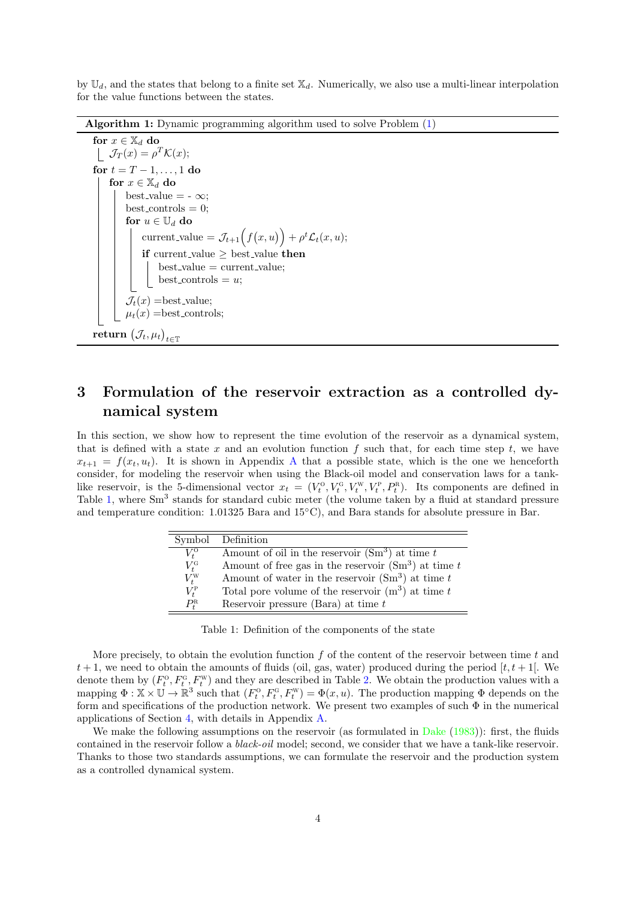by $\mathbb{U}_d$, and the states that belong to a finite set $\mathbb{X}_d$. Numerically, we also use a multi-linear interpolation for the value functions between the states.

**Algorithm 1:** Dynamic programming algorithm used to solve Problem (1)

```
for x ∈ X_d do
    J_T(x) = ρ^T K(x);
for t = T − 1, . . . , 1 do
    for x ∈ X_d do
        best_value = - ∞;
        best_controls = 0;
        for u ∈ U_d do
            current_value = J_{t+1}( f(x, u) ) + ρ^t L_t(x, u);
            if current_value ≥ best_value then
                best_value = current_value;
                best_controls = u;
        J_t(x) = best_value;
        μ_t(x) = best_controls;
return (J_t, μ_t)_{t∈T}
```

## 3 Formulation of the reservoir extraction as a controlled dynamical system

In this section, we show how to represent the time evolution of the reservoir as a dynamical system, that is defined with a state $x$ and an evolution function $f$ such that, for each time step $t$, we have $x_{t+1} = f(x_t, u_t)$. It is shown in Appendix A that a possible state, which is the one we henceforth consider, for modeling the reservoir when using the Black-oil model and conservation laws for a tank-like reservoir, is the 5-dimensional vector $x_t = (V_t^{\text{O}}, V_t^{\text{G}}, V_t^{\text{W}}, V_t^{\text{P}}, P_t^{\text{R}})$. Its components are defined in Table 1, where $\text{Sm}^3$ stands for standard cubic meter (the volume taken by a fluid at standard pressure and temperature condition: 1.01325 Bara and 15°C), and Bara stands for absolute pressure in Bar.

| Symbol | Definition |
|---|---|
| $V_t^{\text{O}}$ | Amount of oil in the reservoir ($\text{Sm}^3$) at time $t$ |
| $V_t^{\text{G}}$ | Amount of free gas in the reservoir ($\text{Sm}^3$) at time $t$ |
| $V_t^{\text{W}}$ | Amount of water in the reservoir ($\text{Sm}^3$) at time $t$ |
| $V_t^{\text{P}}$ | Total pore volume of the reservoir ($\text{m}^3$) at time $t$ |
| $P_t^{\text{R}}$ | Reservoir pressure (Bara) at time $t$ |

Table 1: Definition of the components of the state

More precisely, to obtain the evolution function $f$ of the content of the reservoir between time $t$ and $t+1$, we need to obtain the amounts of fluids (oil, gas, water) produced during the period $[t, t+1[$. We denote them by $(F_t^{\text{O}}, F_t^{\text{G}}, F_t^{\text{W}})$ and they are described in Table 2. We obtain the production values with a mapping $\Phi : \mathbb{X} \times \mathbb{U} \to \mathbb{R}^3$ such that $(F_t^{\text{O}}, F_t^{\text{G}}, F_t^{\text{W}}) = \Phi(x, u)$. The production mapping $\Phi$ depends on the form and specifications of the production network. We present two examples of such $\Phi$ in the numerical applications of Section 4, with details in Appendix A.

We make the following assumptions on the reservoir (as formulated in Dake (1983)): first, the fluids contained in the reservoir follow a *black-oil* model; second, we consider that we have a tank-like reservoir. Thanks to those two standards assumptions, we can formulate the reservoir and the production system as a controlled dynamical system.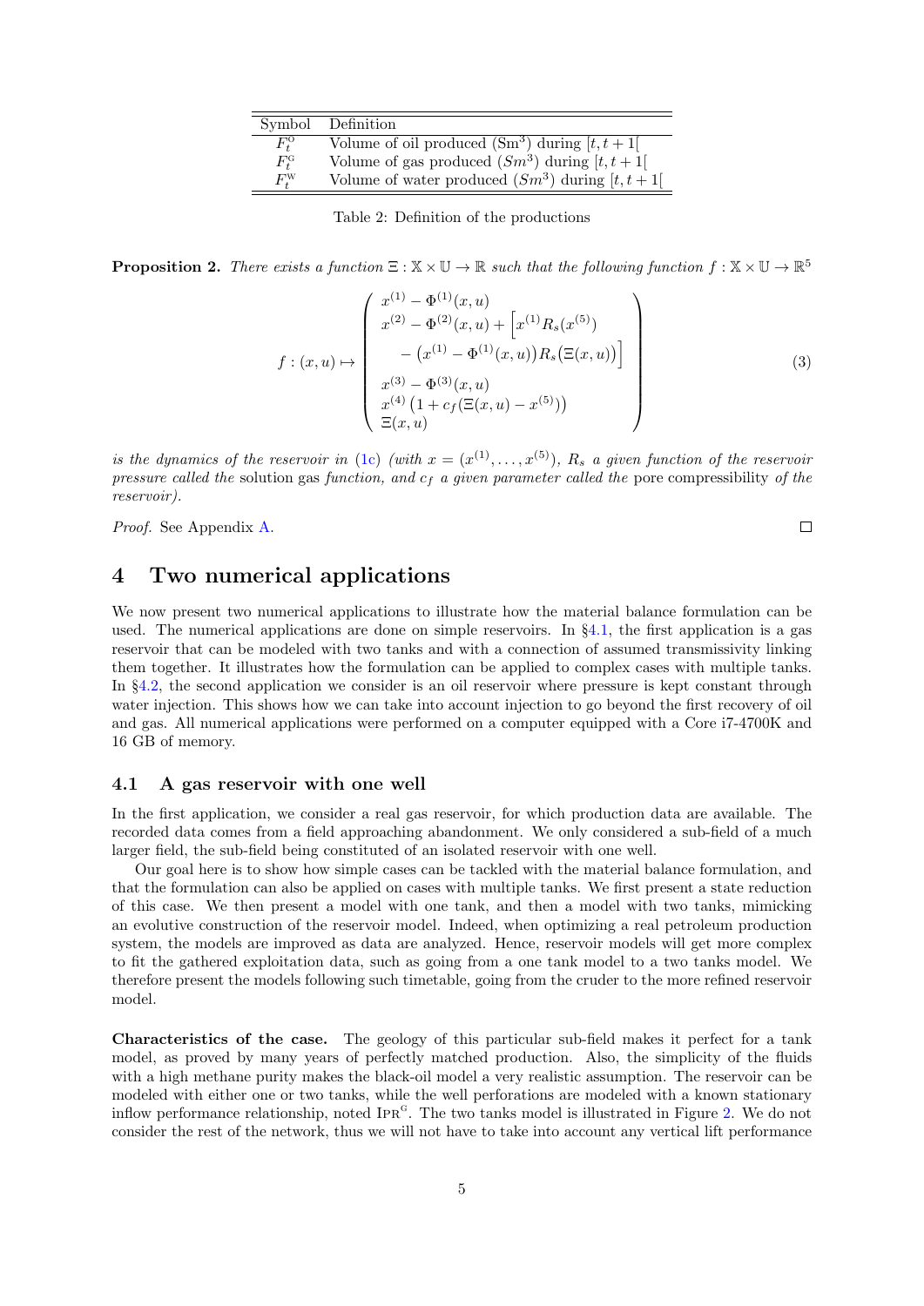| Symbol | Definition |
|---|---|
| $F_t^{\text{O}}$ | Volume of oil produced ($\text{Sm}^3$) during $[t, t+1[$ |
| $F_t^{\text{G}}$ | Volume of gas produced ($Sm^3$) during $[t, t+1[$ |
| $F_t^{\text{W}}$ | Volume of water produced ($Sm^3$) during $[t, t+1[$ |

Table 2: Definition of the productions

**Proposition 2.** *There exists a function $\Xi : \mathbb{X} \times \mathbb{U} \to \mathbb{R}$ such that the following function $f : \mathbb{X} \times \mathbb{U} \to \mathbb{R}^5$*

$$f : (x, u) \mapsto \begin{pmatrix} x^{(1)} - \Phi^{(1)}(x, u) \\ x^{(2)} - \Phi^{(2)}(x, u) + \Big[ x^{(1)} R_s(x^{(5)}) \\ \quad - \big(x^{(1)} - \Phi^{(1)}(x, u)\big) R_s\big(\Xi(x, u)\big) \Big] \\ x^{(3)} - \Phi^{(3)}(x, u) \\ x^{(4)} \left(1 + c_f(\Xi(x, u) - x^{(5)})\right) \\ \Xi(x, u) \end{pmatrix} \tag{3}$$

*is the dynamics of the reservoir in (1c) (with $x = (x^{(1)}, \ldots, x^{(5)})$, $R_s$ a given function of the reservoir pressure called the* solution gas *function, and $c_f$ a given parameter called the* pore compressibility *of the reservoir).*

*Proof.* See Appendix A. □

# 4 Two numerical applications

We now present two numerical applications to illustrate how the material balance formulation can be used. The numerical applications are done on simple reservoirs. In §4.1, the first application is a gas reservoir that can be modeled with two tanks and with a connection of assumed transmissivity linking them together. It illustrates how the formulation can be applied to complex cases with multiple tanks. In §4.2, the second application we consider is an oil reservoir where pressure is kept constant through water injection. This shows how we can take into account injection to go beyond the first recovery of oil and gas. All numerical applications were performed on a computer equipped with a Core i7-4700K and 16 GB of memory.

## 4.1 A gas reservoir with one well

In the first application, we consider a real gas reservoir, for which production data are available. The recorded data comes from a field approaching abandonment. We only considered a sub-field of a much larger field, the sub-field being constituted of an isolated reservoir with one well.

Our goal here is to show how simple cases can be tackled with the material balance formulation, and that the formulation can also be applied on cases with multiple tanks. We first present a state reduction of this case. We then present a model with one tank, and then a model with two tanks, mimicking an evolutive construction of the reservoir model. Indeed, when optimizing a real petroleum production system, the models are improved as data are analyzed. Hence, reservoir models will get more complex to fit the gathered exploitation data, such as going from a one tank model to a two tanks model. We therefore present the models following such timetable, going from the cruder to the more refined reservoir model.

**Characteristics of the case.** The geology of this particular sub-field makes it perfect for a tank model, as proved by many years of perfectly matched production. Also, the simplicity of the fluids with a high methane purity makes the black-oil model a very realistic assumption. The reservoir can be modeled with either one or two tanks, while the well perforations are modeled with a known stationary inflow performance relationship, noted $\text{IPR}^{\text{G}}$. The two tanks model is illustrated in Figure 2. We do not consider the rest of the network, thus we will not have to take into account any vertical lift performance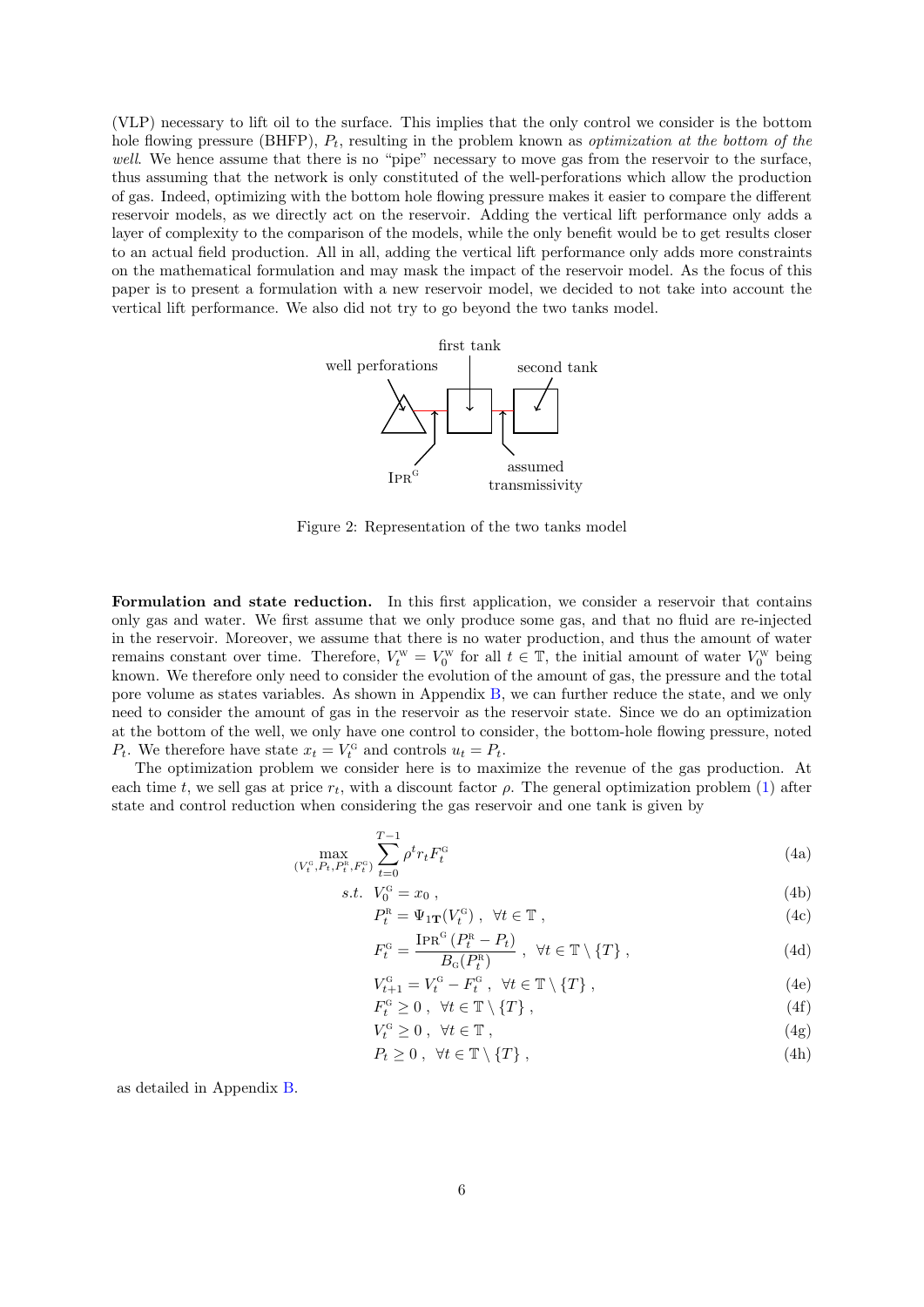(VLP) necessary to lift oil to the surface. This implies that the only control we consider is the bottom hole flowing pressure (BHFP), $P_t$, resulting in the problem known as *optimization at the bottom of the well*. We hence assume that there is no "pipe" necessary to move gas from the reservoir to the surface, thus assuming that the network is only constituted of the well-perforations which allow the production of gas. Indeed, optimizing with the bottom hole flowing pressure makes it easier to compare the different reservoir models, as we directly act on the reservoir. Adding the vertical lift performance only adds a layer of complexity to the comparison of the models, while the only benefit would be to get results closer to an actual field production. All in all, adding the vertical lift performance only adds more constraints on the mathematical formulation and may mask the impact of the reservoir model. As the focus of this paper is to present a formulation with a new reservoir model, we decided to not take into account the vertical lift performance. We also did not try to go beyond the two tanks model.

Figure 2: Representation of the two tanks model

**Formulation and state reduction.** In this first application, we consider a reservoir that contains only gas and water. We first assume that we only produce some gas, and that no fluid are re-injected in the reservoir. Moreover, we assume that there is no water production, and thus the amount of water remains constant over time. Therefore, $V_t^{\mathrm{W}} = V_0^{\mathrm{W}}$ for all $t \in \mathbb{T}$, the initial amount of water $V_0^{\mathrm{W}}$ being known. We therefore only need to consider the evolution of the amount of gas, the pressure and the total pore volume as states variables. As shown in Appendix B, we can further reduce the state, and we only need to consider the amount of gas in the reservoir as the reservoir state. Since we do an optimization at the bottom of the well, we only have one control to consider, the bottom-hole flowing pressure, noted $P_t$. We therefore have state $x_t = V_t^{\mathrm{G}}$ and controls $u_t = P_t$.

The optimization problem we consider here is to maximize the revenue of the gas production. At each time $t$, we sell gas at price $r_t$, with a discount factor $\rho$. The general optimization problem (1) after state and control reduction when considering the gas reservoir and one tank is given by

$$
\max_{(V_t^{\mathrm{G}}, P_t, P_t^{\mathrm{R}}, F_t^{\mathrm{G}})} \sum_{t=0}^{T-1} \rho^t r_t F_t^{\mathrm{G}} \tag{4a}
$$

$$
s.t. \;\; V_0^{\mathrm{G}} = x_0 \,, \tag{4b}
$$

$$
P_t^{\mathrm{R}} = \Psi_{1\mathbf{T}}(V_t^{\mathrm{G}}) \,, \;\; \forall t \in \mathbb{T} \,, \tag{4c}
$$

$$
F_t^{\mathrm{G}} = \frac{\mathrm{IPR}^{\mathrm{G}} \left(P_t^{\mathrm{R}} - P_t\right)}{B_{\mathrm{G}}(P_t^{\mathrm{R}})} \,, \;\; \forall t \in \mathbb{T} \setminus \{T\} \,, \tag{4d}
$$

$$
V_{t+1}^{\mathrm{G}} = V_t^{\mathrm{G}} - F_t^{\mathrm{G}} \,, \;\; \forall t \in \mathbb{T} \setminus \{T\} \,, \tag{4e}
$$

$$
F_t^{\mathrm{G}} \geq 0 \,, \;\; \forall t \in \mathbb{T} \setminus \{T\} \,, \tag{4f}
$$

$$
V_t^{\mathrm{G}} \geq 0 \,, \;\; \forall t \in \mathbb{T} \,, \tag{4g}
$$

$$
P_t \geq 0 \,, \;\; \forall t \in \mathbb{T} \setminus \{T\} \,, \tag{4h}
$$

as detailed in Appendix B.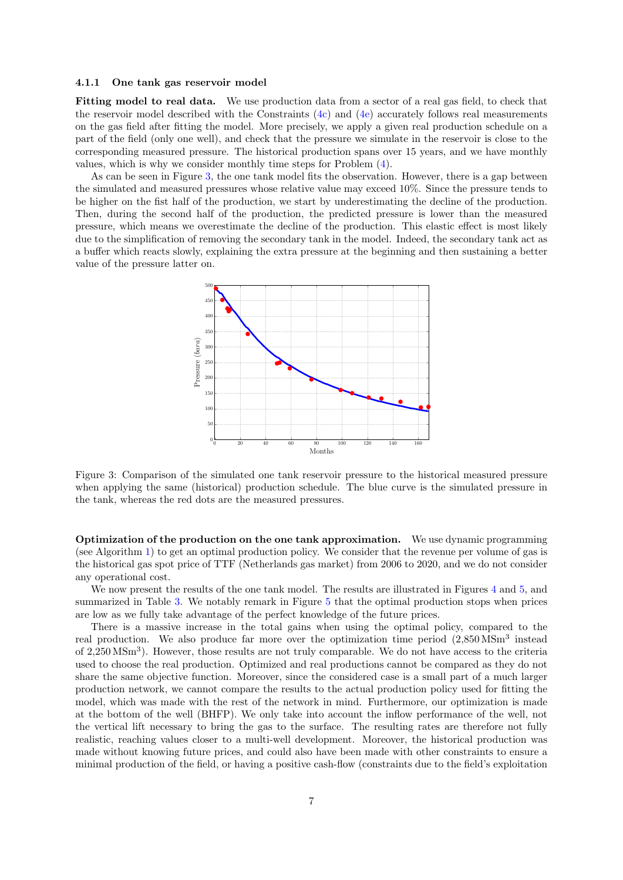#### 4.1.1 One tank gas reservoir model

**Fitting model to real data.** We use production data from a sector of a real gas field, to check that the reservoir model described with the Constraints (4c) and (4e) accurately follows real measurements on the gas field after fitting the model. More precisely, we apply a given real production schedule on a part of the field (only one well), and check that the pressure we simulate in the reservoir is close to the corresponding measured pressure. The historical production spans over 15 years, and we have monthly values, which is why we consider monthly time steps for Problem (4).

As can be seen in Figure 3, the one tank model fits the observation. However, there is a gap between the simulated and measured pressures whose relative value may exceed 10%. Since the pressure tends to be higher on the fist half of the production, we start by underestimating the decline of the production. Then, during the second half of the production, the predicted pressure is lower than the measured pressure, which means we overestimate the decline of the production. This elastic effect is most likely due to the simplification of removing the secondary tank in the model. Indeed, the secondary tank act as a buffer which reacts slowly, explaining the extra pressure at the beginning and then sustaining a better value of the pressure latter on.

Figure 3: Comparison of the simulated one tank reservoir pressure to the historical measured pressure when applying the same (historical) production schedule. The blue curve is the simulated pressure in the tank, whereas the red dots are the measured pressures.

**Optimization of the production on the one tank approximation.** We use dynamic programming (see Algorithm 1) to get an optimal production policy. We consider that the revenue per volume of gas is the historical gas spot price of TTF (Netherlands gas market) from 2006 to 2020, and we do not consider any operational cost.

We now present the results of the one tank model. The results are illustrated in Figures 4 and 5, and summarized in Table 3. We notably remark in Figure 5 that the optimal production stops when prices are low as we fully take advantage of the perfect knowledge of the future prices.

There is a massive increase in the total gains when using the optimal policy, compared to the real production. We also produce far more over the optimization time period (2,850 $\mathrm{MSm}^3$ instead of 2,250 $\mathrm{MSm}^3$). However, those results are not truly comparable. We do not have access to the criteria used to choose the real production. Optimized and real productions cannot be compared as they do not share the same objective function. Moreover, since the considered case is a small part of a much larger production network, we cannot compare the results to the actual production policy used for fitting the model, which was made with the rest of the network in mind. Furthermore, our optimization is made at the bottom of the well (BHFP). We only take into account the inflow performance of the well, not the vertical lift necessary to bring the gas to the surface. The resulting rates are therefore not fully realistic, reaching values closer to a multi-well development. Moreover, the historical production was made without knowing future prices, and could also have been made with other constraints to ensure a minimal production of the field, or having a positive cash-flow (constraints due to the field's exploitation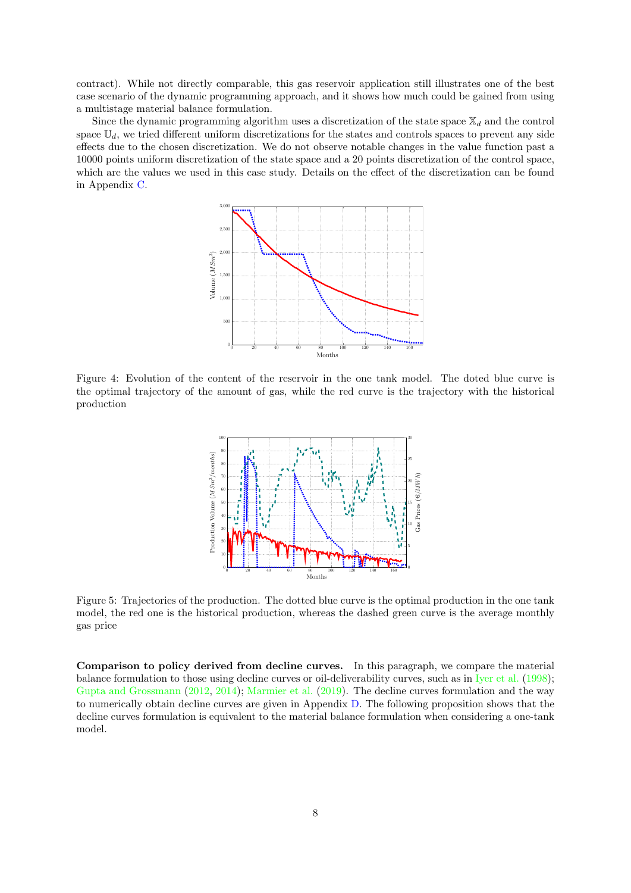contract). While not directly comparable, this gas reservoir application still illustrates one of the best case scenario of the dynamic programming approach, and it shows how much could be gained from using a multistage material balance formulation.

Since the dynamic programming algorithm uses a discretization of the state space $\mathbb{X}_d$ and the control space $\mathbb{U}_d$, we tried different uniform discretizations for the states and controls spaces to prevent any side effects due to the chosen discretization. We do not observe notable changes in the value function past a 10000 points uniform discretization of the state space and a 20 points discretization of the control space, which are the values we used in this case study. Details on the effect of the discretization can be found in Appendix C.

Figure 4: Evolution of the content of the reservoir in the one tank model. The doted blue curve is the optimal trajectory of the amount of gas, while the red curve is the trajectory with the historical production

Figure 5: Trajectories of the production. The dotted blue curve is the optimal production in the one tank model, the red one is the historical production, whereas the dashed green curve is the average monthly gas price

**Comparison to policy derived from decline curves.** In this paragraph, we compare the material balance formulation to those using decline curves or oil-deliverability curves, such as in Iyer et al. (1998); Gupta and Grossmann (2012, 2014); Marmier et al. (2019). The decline curves formulation and the way to numerically obtain decline curves are given in Appendix D. The following proposition shows that the decline curves formulation is equivalent to the material balance formulation when considering a one-tank model.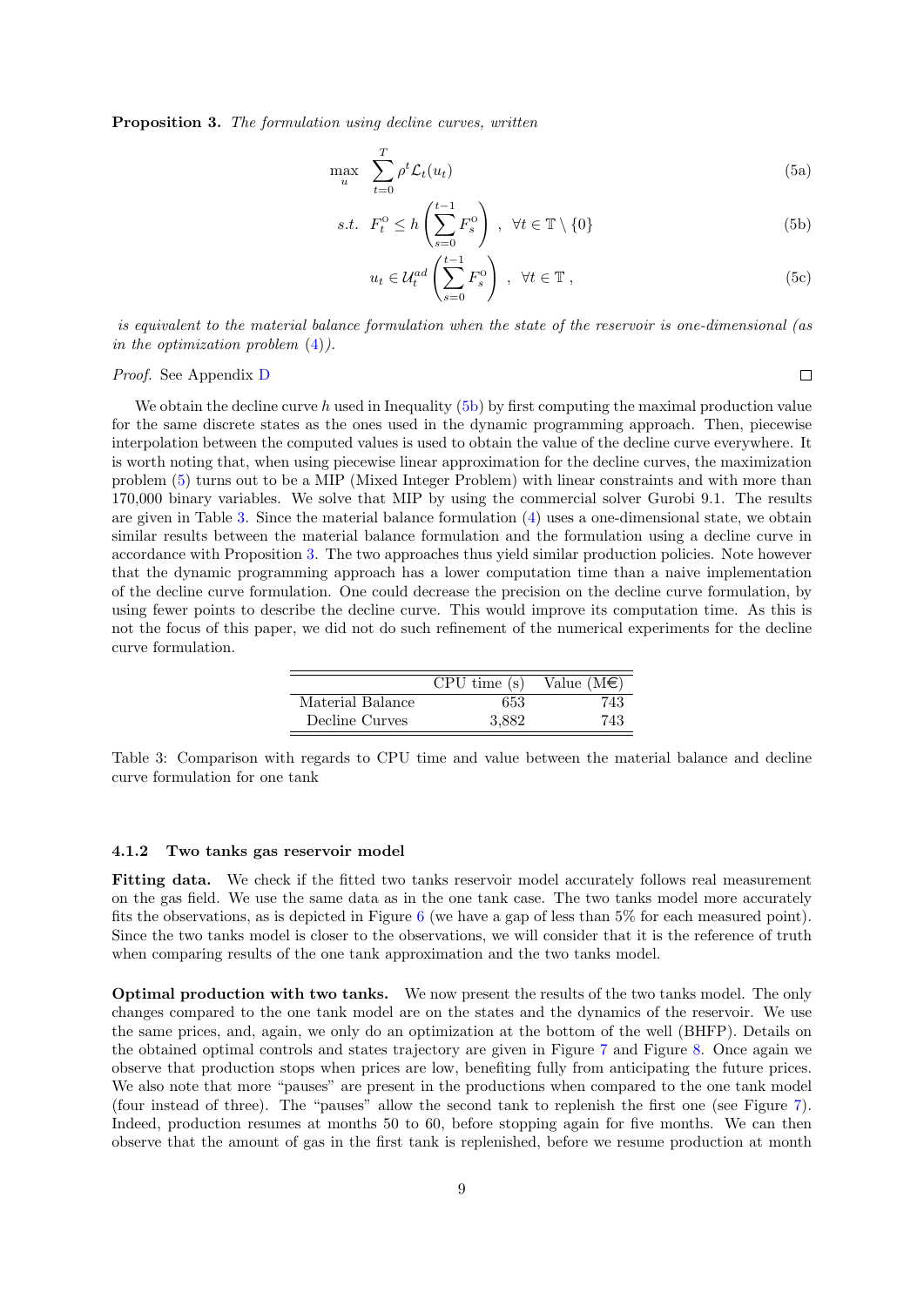**Proposition 3.** *The formulation using decline curves, written*

$$\max_{u} \sum_{t=0}^{T} \rho^t \mathcal{L}_t(u_t) \tag{5a}$$

$$s.t. \quad F_t^{\text{o}} \leq h\left(\sum_{s=0}^{t-1} F_s^{\text{o}}\right) , \ \forall t \in \mathbb{T} \setminus \{0\} \tag{5b}$$

$$u_t \in \mathcal{U}_t^{ad}\left(\sum_{s=0}^{t-1} F_s^{\text{o}}\right) , \ \forall t \in \mathbb{T} , \tag{5c}$$

*is equivalent to the material balance formulation when the state of the reservoir is one-dimensional (as in the optimization problem (4)).*

*Proof.* See Appendix D ∎

We obtain the decline curve $h$ used in Inequality (5b) by first computing the maximal production value for the same discrete states as the ones used in the dynamic programming approach. Then, piecewise interpolation between the computed values is used to obtain the value of the decline curve everywhere. It is worth noting that, when using piecewise linear approximation for the decline curves, the maximization problem (5) turns out to be a MIP (Mixed Integer Problem) with linear constraints and with more than 170,000 binary variables. We solve that MIP by using the commercial solver Gurobi 9.1. The results are given in Table 3. Since the material balance formulation (4) uses a one-dimensional state, we obtain similar results between the material balance formulation and the formulation using a decline curve in accordance with Proposition 3. The two approaches thus yield similar production policies. Note however that the dynamic programming approach has a lower computation time than a naive implementation of the decline curve formulation. One could decrease the precision on the decline curve formulation, by using fewer points to describe the decline curve. This would improve its computation time. As this is not the focus of this paper, we did not do such refinement of the numerical experiments for the decline curve formulation.

| | CPU time (s) | Value (M€) |
|---|---|---|
| Material Balance | 653 | 743 |
| Decline Curves | 3,882 | 743 |

Table 3: Comparison with regards to CPU time and value between the material balance and decline curve formulation for one tank

#### 4.1.2 Two tanks gas reservoir model

**Fitting data.** We check if the fitted two tanks reservoir model accurately follows real measurement on the gas field. We use the same data as in the one tank case. The two tanks model more accurately fits the observations, as is depicted in Figure 6 (we have a gap of less than 5% for each measured point). Since the two tanks model is closer to the observations, we will consider that it is the reference of truth when comparing results of the one tank approximation and the two tanks model.

**Optimal production with two tanks.** We now present the results of the two tanks model. The only changes compared to the one tank model are on the states and the dynamics of the reservoir. We use the same prices, and, again, we only do an optimization at the bottom of the well (BHFP). Details on the obtained optimal controls and states trajectory are given in Figure 7 and Figure 8. Once again we observe that production stops when prices are low, benefiting fully from anticipating the future prices. We also note that more "pauses" are present in the productions when compared to the one tank model (four instead of three). The "pauses" allow the second tank to replenish the first one (see Figure 7). Indeed, production resumes at months 50 to 60, before stopping again for five months. We can then observe that the amount of gas in the first tank is replenished, before we resume production at month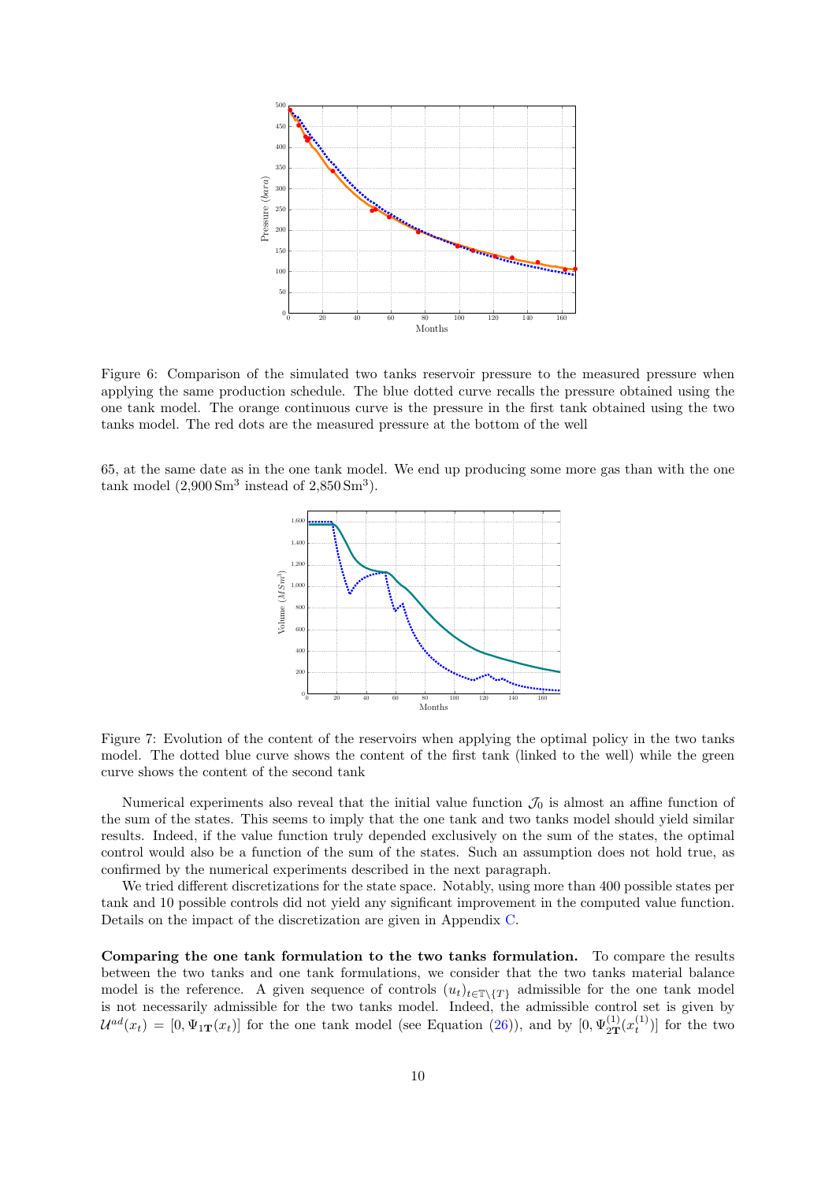Figure 6: Comparison of the simulated two tanks reservoir pressure to the measured pressure when applying the same production schedule. The blue dotted curve recalls the pressure obtained using the one tank model. The orange continuous curve is the pressure in the first tank obtained using the two tanks model. The red dots are the measured pressure at the bottom of the well

65, at the same date as in the one tank model. We end up producing some more gas than with the one tank model ($2{,}900\,\mathrm{Sm}^3$ instead of $2{,}850\,\mathrm{Sm}^3$).

Figure 7: Evolution of the content of the reservoirs when applying the optimal policy in the two tanks model. The dotted blue curve shows the content of the first tank (linked to the well) while the green curve shows the content of the second tank

Numerical experiments also reveal that the initial value function $\mathcal{J}_0$ is almost an affine function of the sum of the states. This seems to imply that the one tank and two tanks model should yield similar results. Indeed, if the value function truly depended exclusively on the sum of the states, the optimal control would also be a function of the sum of the states. Such an assumption does not hold true, as confirmed by the numerical experiments described in the next paragraph.

We tried different discretizations for the state space. Notably, using more than 400 possible states per tank and 10 possible controls did not yield any significant improvement in the computed value function. Details on the impact of the discretization are given in Appendix C.

**Comparing the one tank formulation to the two tanks formulation.** To compare the results between the two tanks and one tank formulations, we consider that the two tanks material balance model is the reference. A given sequence of controls $(u_t)_{t\in\mathbb{T}\setminus\{T\}}$ admissible for the one tank model is not necessarily admissible for the two tanks model. Indeed, the admissible control set is given by $\mathcal{U}^{ad}(x_t) = [0, \Psi_{1\mathbf{T}}(x_t)]$ for the one tank model (see Equation (26)), and by $[0, \Psi^{(1)}_{2\mathbf{T}}(x^{(1)}_t)]$ for the two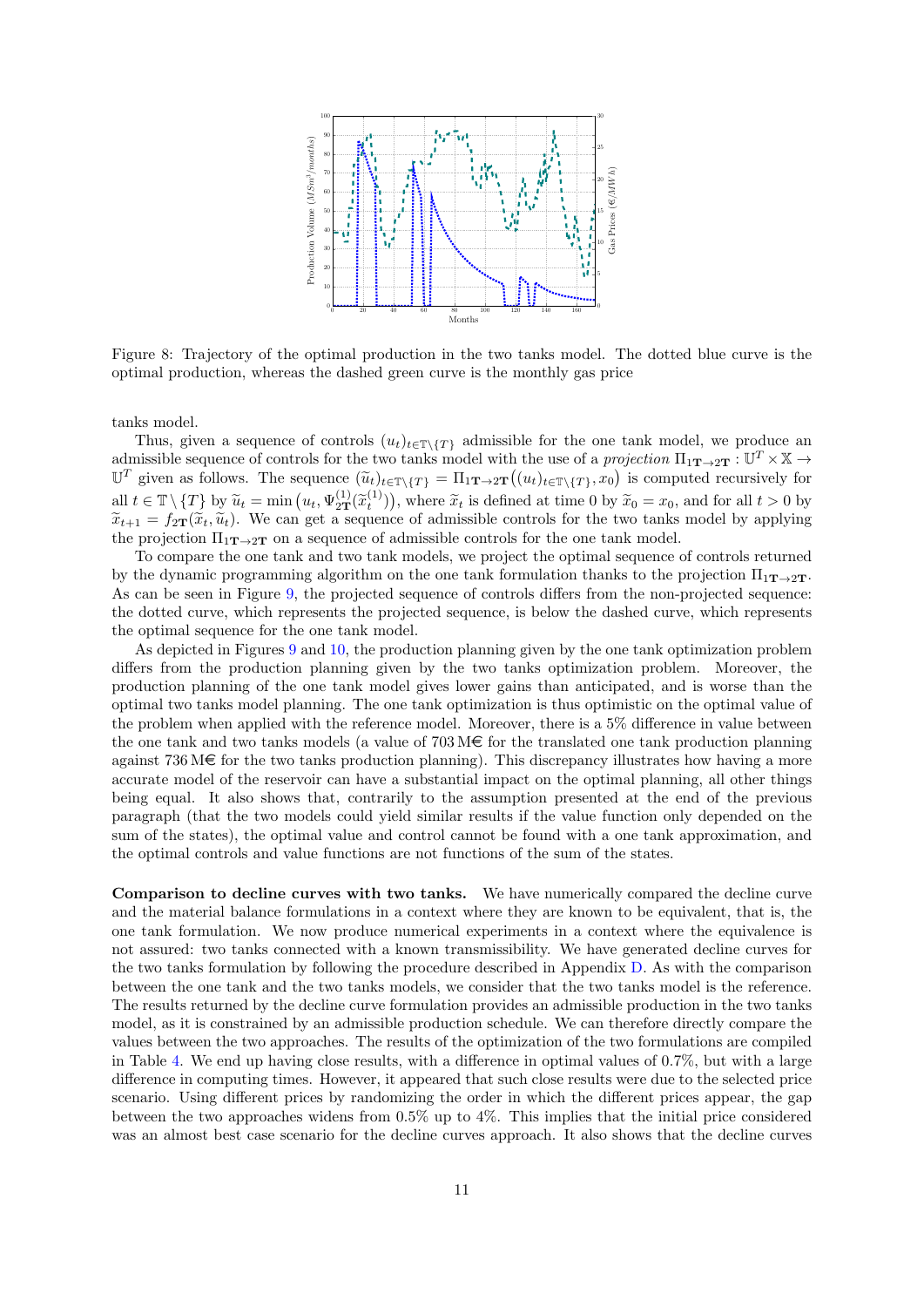Figure 8: Trajectory of the optimal production in the two tanks model. The dotted blue curve is the optimal production, whereas the dashed green curve is the monthly gas price

tanks model.

Thus, given a sequence of controls $(u_t)_{t\in\mathbb{T}\setminus\{T\}}$ admissible for the one tank model, we produce an admissible sequence of controls for the two tanks model with the use of a *projection* $\Pi_{\mathbf{1T}\to\mathbf{2T}} : \mathbb{U}^T \times \mathbb{X} \to \mathbb{U}^T$ given as follows. The sequence $(\widetilde{u}_t)_{t\in\mathbb{T}\setminus\{T\}} = \Pi_{\mathbf{1T}\to\mathbf{2T}}\big((u_t)_{t\in\mathbb{T}\setminus\{T\}}, x_0\big)$ is computed recursively for all $t \in \mathbb{T}\setminus\{T\}$ by $\widetilde{u}_t = \min\big(u_t, \Psi^{(1)}_{\mathbf{2T}}(\widetilde{x}^{(1)}_t)\big)$, where $\widetilde{x}_t$ is defined at time 0 by $\widetilde{x}_0 = x_0$, and for all $t > 0$ by $\widetilde{x}_{t+1} = f_{\mathbf{2T}}(\widetilde{x}_t, \widetilde{u}_t)$. We can get a sequence of admissible controls for the two tanks model by applying the projection $\Pi_{\mathbf{1T}\to\mathbf{2T}}$ on a sequence of admissible controls for the one tank model.

To compare the one tank and two tank models, we project the optimal sequence of controls returned by the dynamic programming algorithm on the one tank formulation thanks to the projection $\Pi_{\mathbf{1T}\to\mathbf{2T}}$. As can be seen in Figure 9, the projected sequence of controls differs from the non-projected sequence: the dotted curve, which represents the projected sequence, is below the dashed curve, which represents the optimal sequence for the one tank model.

As depicted in Figures 9 and 10, the production planning given by the one tank optimization problem differs from the production planning given by the two tanks optimization problem. Moreover, the production planning of the one tank model gives lower gains than anticipated, and is worse than the optimal two tanks model planning. The one tank optimization is thus optimistic on the optimal value of the problem when applied with the reference model. Moreover, there is a 5% difference in value between the one tank and two tanks models (a value of 703 M€ for the translated one tank production planning against 736 M€ for the two tanks production planning). This discrepancy illustrates how having a more accurate model of the reservoir can have a substantial impact on the optimal planning, all other things being equal. It also shows that, contrarily to the assumption presented at the end of the previous paragraph (that the two models could yield similar results if the value function only depended on the sum of the states), the optimal value and control cannot be found with a one tank approximation, and the optimal controls and value functions are not functions of the sum of the states.

**Comparison to decline curves with two tanks.** We have numerically compared the decline curve and the material balance formulations in a context where they are known to be equivalent, that is, the one tank formulation. We now produce numerical experiments in a context where the equivalence is not assured: two tanks connected with a known transmissibility. We have generated decline curves for the two tanks formulation by following the procedure described in Appendix D. As with the comparison between the one tank and the two tanks models, we consider that the two tanks model is the reference. The results returned by the decline curve formulation provides an admissible production in the two tanks model, as it is constrained by an admissible production schedule. We can therefore directly compare the values between the two approaches. The results of the optimization of the two formulations are compiled in Table 4. We end up having close results, with a difference in optimal values of 0.7%, but with a large difference in computing times. However, it appeared that such close results were due to the selected price scenario. Using different prices by randomizing the order in which the different prices appear, the gap between the two approaches widens from 0.5% up to 4%. This implies that the initial price considered was an almost best case scenario for the decline curves approach. It also shows that the decline curves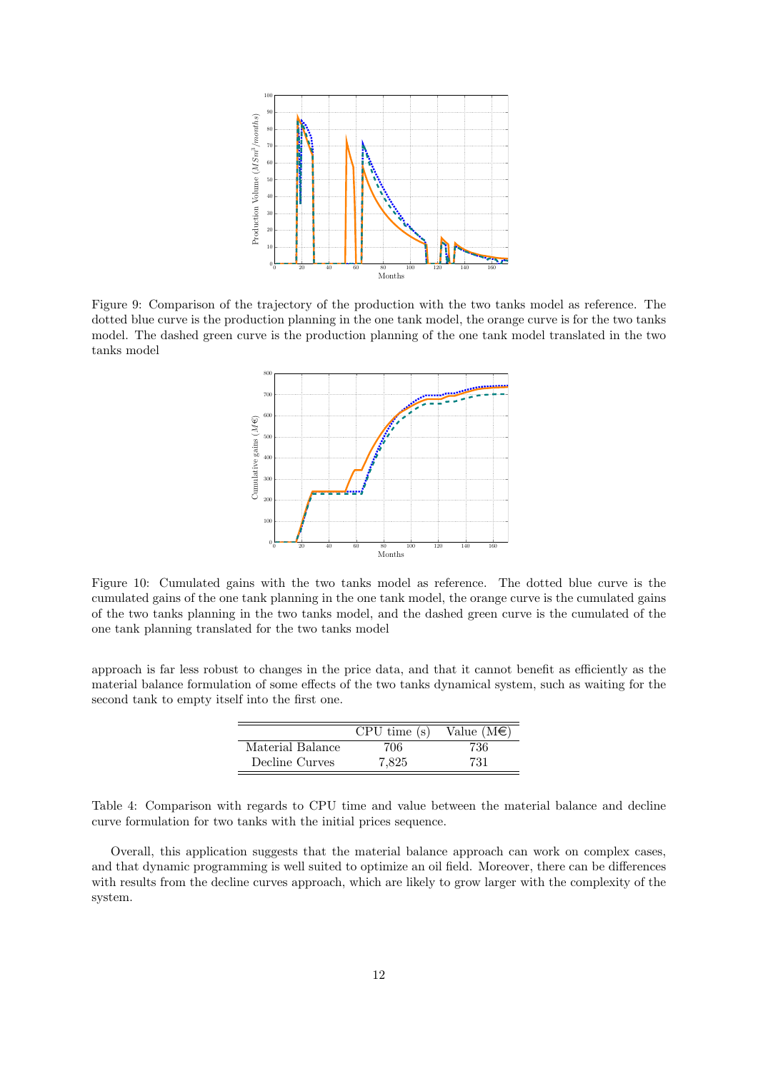Figure 9: Comparison of the trajectory of the production with the two tanks model as reference. The dotted blue curve is the production planning in the one tank model, the orange curve is for the two tanks model. The dashed green curve is the production planning of the one tank model translated in the two tanks model

Figure 10: Cumulated gains with the two tanks model as reference. The dotted blue curve is the cumulated gains of the one tank planning in the one tank model, the orange curve is the cumulated gains of the two tanks planning in the two tanks model, and the dashed green curve is the cumulated of the one tank planning translated for the two tanks model

approach is far less robust to changes in the price data, and that it cannot benefit as efficiently as the material balance formulation of some effects of the two tanks dynamical system, such as waiting for the second tank to empty itself into the first one.

| | CPU time (s) | Value (M€) |
|---|---|---|
| Material Balance | 706 | 736 |
| Decline Curves | 7,825 | 731 |

Table 4: Comparison with regards to CPU time and value between the material balance and decline curve formulation for two tanks with the initial prices sequence.

Overall, this application suggests that the material balance approach can work on complex cases, and that dynamic programming is well suited to optimize an oil field. Moreover, there can be differences with results from the decline curves approach, which are likely to grow larger with the complexity of the system.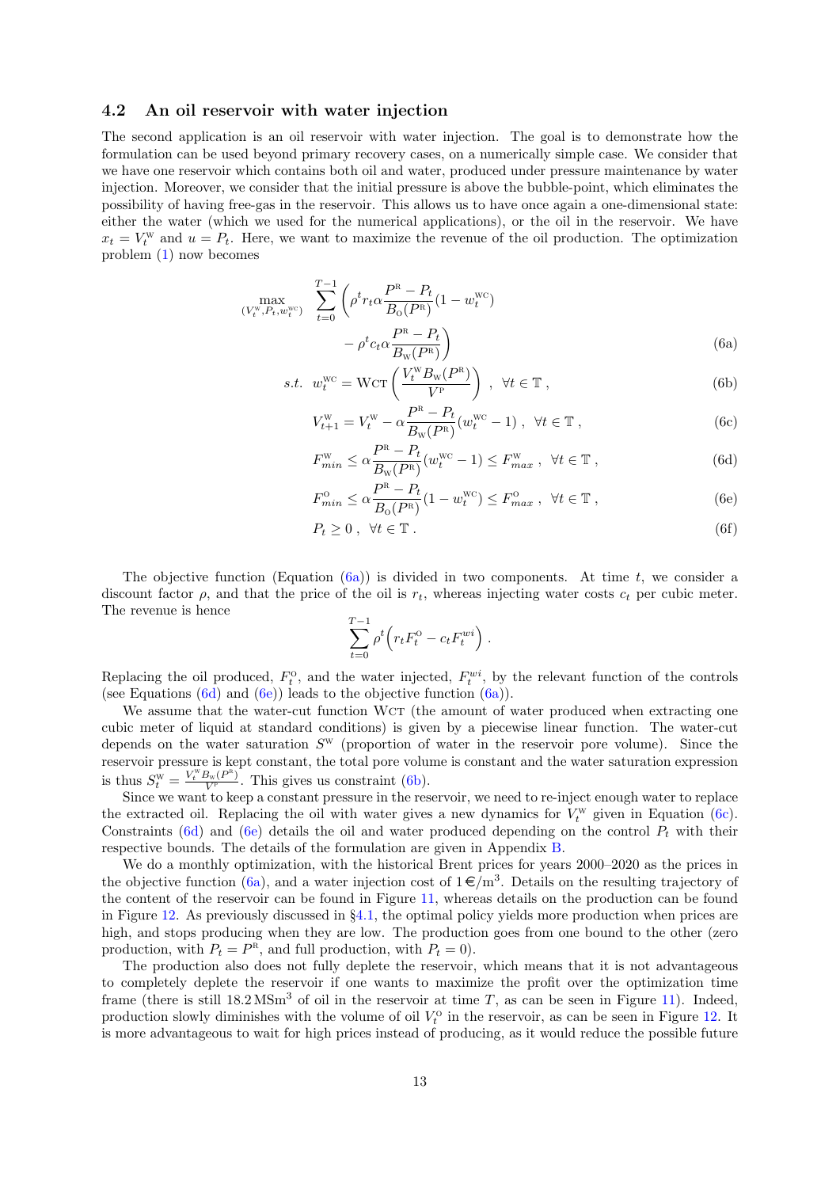### 4.2 An oil reservoir with water injection

The second application is an oil reservoir with water injection. The goal is to demonstrate how the formulation can be used beyond primary recovery cases, on a numerically simple case. We consider that we have one reservoir which contains both oil and water, produced under pressure maintenance by water injection. Moreover, we consider that the initial pressure is above the bubble-point, which eliminates the possibility of having free-gas in the reservoir. This allows us to have once again a one-dimensional state: either the water (which we used for the numerical applications), or the oil in the reservoir. We have $x_t = V_t^{\text{W}}$ and $u = P_t$. Here, we want to maximize the revenue of the oil production. The optimization problem (1) now becomes

$$
\max_{(V_t^{\text{W}}, P_t, w_t^{\text{WC}})} \sum_{t=0}^{T-1} \left( \rho^t r_t \alpha \frac{P^{\text{R}} - P_t}{B_{\text{O}}(P^{\text{R}})} (1 - w_t^{\text{WC}}) - \rho^t c_t \alpha \frac{P^{\text{R}} - P_t}{B_{\text{W}}(P^{\text{R}})} \right) \tag{6a}
$$

$$
s.t. \;\; w_t^{\text{WC}} = \text{WCT}\left( \frac{V_t^{\text{W}} B_{\text{W}}(P^{\text{R}})}{V^{\text{P}}} \right) \;, \;\; \forall t \in \mathbb{T} \;, \tag{6b}
$$

$$
V_{t+1}^{\text{W}} = V_t^{\text{W}} - \alpha \frac{P^{\text{R}} - P_t}{B_{\text{W}}(P^{\text{R}})} (w_t^{\text{WC}} - 1) \;, \;\; \forall t \in \mathbb{T} \;, \tag{6c}
$$

$$
F_{min}^{\text{W}} \leq \alpha \frac{P^{\text{R}} - P_t}{B_{\text{W}}(P^{\text{R}})} (w_t^{\text{WC}} - 1) \leq F_{max}^{\text{W}} \;, \;\; \forall t \in \mathbb{T} \;, \tag{6d}
$$

$$
F_{min}^{\text{O}} \leq \alpha \frac{P^{\text{R}} - P_t}{B_{\text{O}}(P^{\text{R}})} (1 - w_t^{\text{WC}}) \leq F_{max}^{\text{O}} \;, \;\; \forall t \in \mathbb{T} \;, \tag{6e}
$$

$$
P_t \geq 0 \;, \;\; \forall t \in \mathbb{T} \;. \tag{6f}
$$

The objective function (Equation (6a)) is divided in two components. At time $t$, we consider a discount factor $\rho$, and that the price of the oil is $r_t$, whereas injecting water costs $c_t$ per cubic meter. The revenue is hence

$$
\sum_{t=0}^{T-1} \rho^t \Big( r_t F_t^{\text{O}} - c_t F_t^{wi} \Big) \;.
$$

Replacing the oil produced, $F_t^{\text{O}}$, and the water injected, $F_t^{wi}$, by the relevant function of the controls (see Equations (6d) and (6e)) leads to the objective function (6a)).

We assume that the water-cut function WCT (the amount of water produced when extracting one cubic meter of liquid at standard conditions) is given by a piecewise linear function. The water-cut depends on the water saturation $S^{\text{W}}$ (proportion of water in the reservoir pore volume). Since the reservoir pressure is kept constant, the total pore volume is constant and the water saturation expression is thus $S_t^{\text{W}} = \frac{V_t^{\text{W}} B_{\text{W}}(P^{\text{R}})}{V^{\text{P}}}$. This gives us constraint (6b).

Since we want to keep a constant pressure in the reservoir, we need to re-inject enough water to replace the extracted oil. Replacing the oil with water gives a new dynamics for $V_t^{\text{W}}$ given in Equation (6c). Constraints (6d) and (6e) details the oil and water produced depending on the control $P_t$ with their respective bounds. The details of the formulation are given in Appendix B.

We do a monthly optimization, with the historical Brent prices for years 2000–2020 as the prices in the objective function (6a), and a water injection cost of 1 €/m$^3$. Details on the resulting trajectory of the content of the reservoir can be found in Figure 11, whereas details on the production can be found in Figure 12. As previously discussed in §4.1, the optimal policy yields more production when prices are high, and stops producing when they are low. The production goes from one bound to the other (zero production, with $P_t = P^{\text{R}}$, and full production, with $P_t = 0$).

The production also does not fully deplete the reservoir, which means that it is not advantageous to completely deplete the reservoir if one wants to maximize the profit over the optimization time frame (there is still 18.2 MSm$^3$ of oil in the reservoir at time $T$, as can be seen in Figure 11). Indeed, production slowly diminishes with the volume of oil $V_t^{\text{O}}$ in the reservoir, as can be seen in Figure 12. It is more advantageous to wait for high prices instead of producing, as it would reduce the possible future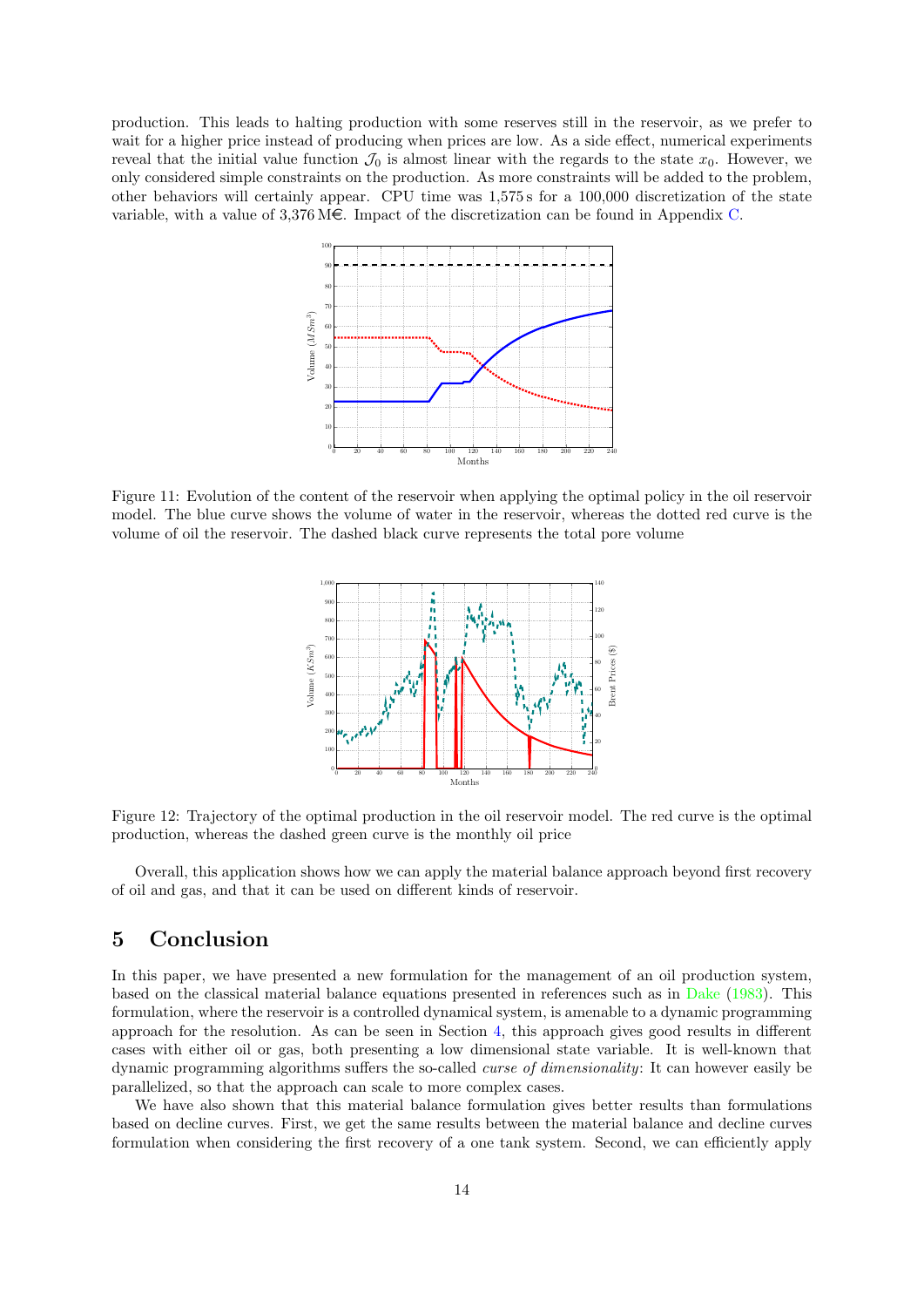production. This leads to halting production with some reserves still in the reservoir, as we prefer to wait for a higher price instead of producing when prices are low. As a side effect, numerical experiments reveal that the initial value function $\mathcal{J}_0$ is almost linear with the regards to the state $x_0$. However, we only considered simple constraints on the production. As more constraints will be added to the problem, other behaviors will certainly appear. CPU time was 1,575 s for a 100,000 discretization of the state variable, with a value of 3,376 M€. Impact of the discretization can be found in Appendix C.

Figure 11: Evolution of the content of the reservoir when applying the optimal policy in the oil reservoir model. The blue curve shows the volume of water in the reservoir, whereas the dotted red curve is the volume of oil the reservoir. The dashed black curve represents the total pore volume

Figure 12: Trajectory of the optimal production in the oil reservoir model. The red curve is the optimal production, whereas the dashed green curve is the monthly oil price

Overall, this application shows how we can apply the material balance approach beyond first recovery of oil and gas, and that it can be used on different kinds of reservoir.

## 5 Conclusion

In this paper, we have presented a new formulation for the management of an oil production system, based on the classical material balance equations presented in references such as in Dake (1983). This formulation, where the reservoir is a controlled dynamical system, is amenable to a dynamic programming approach for the resolution. As can be seen in Section 4, this approach gives good results in different cases with either oil or gas, both presenting a low dimensional state variable. It is well-known that dynamic programming algorithms suffers the so-called *curse of dimensionality*: It can however easily be parallelized, so that the approach can scale to more complex cases.

We have also shown that this material balance formulation gives better results than formulations based on decline curves. First, we get the same results between the material balance and decline curves formulation when considering the first recovery of a one tank system. Second, we can efficiently apply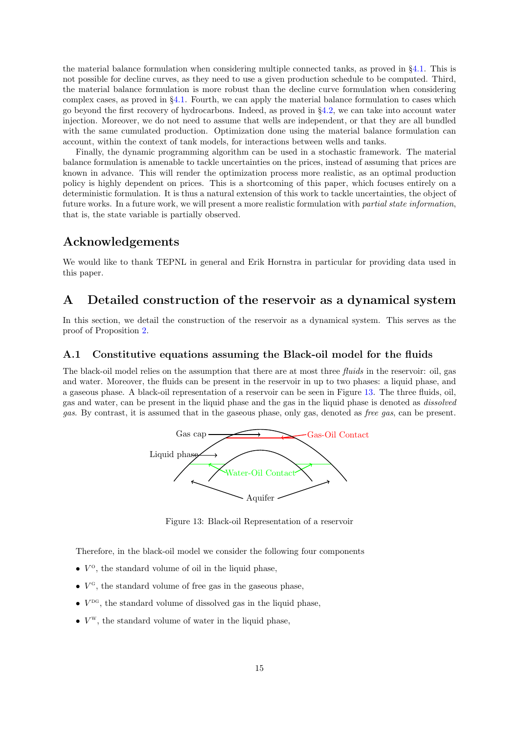the material balance formulation when considering multiple connected tanks, as proved in §4.1. This is not possible for decline curves, as they need to use a given production schedule to be computed. Third, the material balance formulation is more robust than the decline curve formulation when considering complex cases, as proved in §4.1. Fourth, we can apply the material balance formulation to cases which go beyond the first recovery of hydrocarbons. Indeed, as proved in §4.2, we can take into account water injection. Moreover, we do not need to assume that wells are independent, or that they are all bundled with the same cumulated production. Optimization done using the material balance formulation can account, within the context of tank models, for interactions between wells and tanks.

Finally, the dynamic programming algorithm can be used in a stochastic framework. The material balance formulation is amenable to tackle uncertainties on the prices, instead of assuming that prices are known in advance. This will render the optimization process more realistic, as an optimal production policy is highly dependent on prices. This is a shortcoming of this paper, which focuses entirely on a deterministic formulation. It is thus a natural extension of this work to tackle uncertainties, the object of future works. In a future work, we will present a more realistic formulation with *partial state information*, that is, the state variable is partially observed.

## Acknowledgements

We would like to thank TEPNL in general and Erik Hornstra in particular for providing data used in this paper.

## A Detailed construction of the reservoir as a dynamical system

In this section, we detail the construction of the reservoir as a dynamical system. This serves as the proof of Proposition 2.

### A.1 Constitutive equations assuming the Black-oil model for the fluids

The black-oil model relies on the assumption that there are at most three *fluids* in the reservoir: oil, gas and water. Moreover, the fluids can be present in the reservoir in up to two phases: a liquid phase, and a gaseous phase. A black-oil representation of a reservoir can be seen in Figure 13. The three fluids, oil, gas and water, can be present in the liquid phase and the gas in the liquid phase is denoted as *dissolved gas*. By contrast, it is assumed that in the gaseous phase, only gas, denoted as *free gas*, can be present.

Gas cap — Gas-Oil Contact — Liquid phase — Water-Oil Contact — Aquifer

Figure 13: Black-oil Representation of a reservoir

Therefore, in the black-oil model we consider the following four components

- $V^{\mathrm{O}}$, the standard volume of oil in the liquid phase,
- $V^{\mathrm{G}}$, the standard volume of free gas in the gaseous phase,
- $V^{\mathrm{DG}}$, the standard volume of dissolved gas in the liquid phase,
- $V^{\mathrm{W}}$, the standard volume of water in the liquid phase,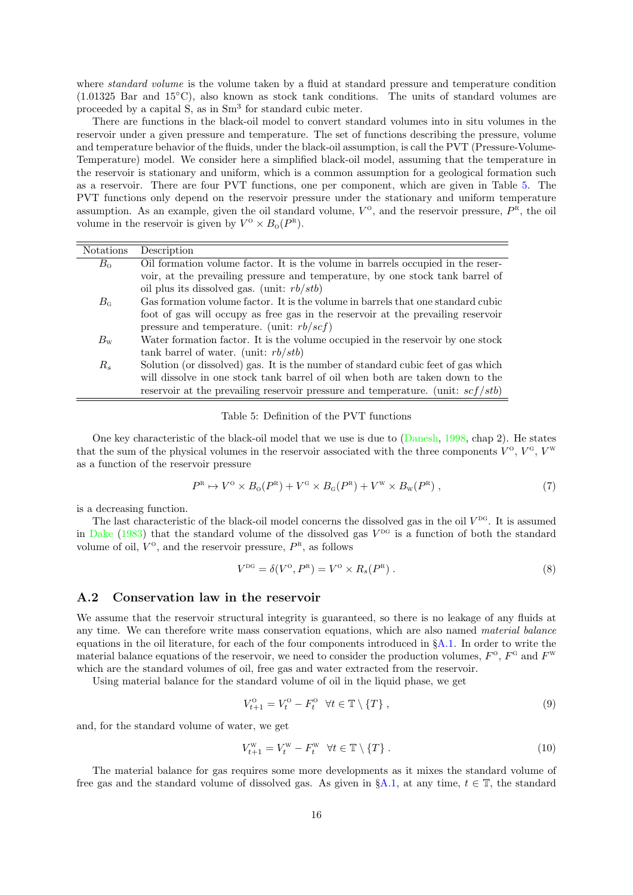where *standard volume* is the volume taken by a fluid at standard pressure and temperature condition (1.01325 Bar and 15°C), also known as stock tank conditions. The units of standard volumes are proceeded by a capital S, as in $\text{Sm}^3$ for standard cubic meter.

There are functions in the black-oil model to convert standard volumes into in situ volumes in the reservoir under a given pressure and temperature. The set of functions describing the pressure, volume and temperature behavior of the fluids, under the black-oil assumption, is call the PVT (Pressure-Volume-Temperature) model. We consider here a simplified black-oil model, assuming that the temperature in the reservoir is stationary and uniform, which is a common assumption for a geological formation such as a reservoir. There are four PVT functions, one per component, which are given in Table 5. The PVT functions only depend on the reservoir pressure under the stationary and uniform temperature assumption. As an example, given the oil standard volume, $V^{\text{O}}$, and the reservoir pressure, $P^{\text{R}}$, the oil volume in the reservoir is given by $V^{\text{O}} \times B_{\text{O}}(P^{\text{R}})$.

| Notations | Description |
|---|---|
| $B_{\text{O}}$ | Oil formation volume factor. It is the volume in barrels occupied in the reservoir, at the prevailing pressure and temperature, by one stock tank barrel of oil plus its dissolved gas. (unit: $rb/stb$) |
| $B_{\text{G}}$ | Gas formation volume factor. It is the volume in barrels that one standard cubic foot of gas will occupy as free gas in the reservoir at the prevailing reservoir pressure and temperature. (unit: $rb/scf$) |
| $B_{\text{W}}$ | Water formation factor. It is the volume occupied in the reservoir by one stock tank barrel of water. (unit: $rb/stb$) |
| $R_s$ | Solution (or dissolved) gas. It is the number of standard cubic feet of gas which will dissolve in one stock tank barrel of oil when both are taken down to the reservoir at the prevailing reservoir pressure and temperature. (unit: $scf/stb$) |

Table 5: Definition of the PVT functions

One key characteristic of the black-oil model that we use is due to (Danesh, 1998, chap 2). He states that the sum of the physical volumes in the reservoir associated with the three components $V^{\text{O}}$, $V^{\text{G}}$, $V^{\text{W}}$ as a function of the reservoir pressure

$$P^{\text{R}} \mapsto V^{\text{O}} \times B_{\text{O}}(P^{\text{R}}) + V^{\text{G}} \times B_{\text{G}}(P^{\text{R}}) + V^{\text{W}} \times B_{\text{W}}(P^{\text{R}}) , \tag{7}$$

is a decreasing function.

The last characteristic of the black-oil model concerns the dissolved gas in the oil $V^{\text{DG}}$. It is assumed in Dake (1983) that the standard volume of the dissolved gas $V^{\text{DG}}$ is a function of both the standard volume of oil, $V^{\text{O}}$, and the reservoir pressure, $P^{\text{R}}$, as follows

$$V^{\text{DG}} = \delta(V^{\text{O}}, P^{\text{R}}) = V^{\text{O}} \times R_s(P^{\text{R}}) . \tag{8}$$

## A.2 Conservation law in the reservoir

We assume that the reservoir structural integrity is guaranteed, so there is no leakage of any fluids at any time. We can therefore write mass conservation equations, which are also named *material balance* equations in the oil literature, for each of the four components introduced in §A.1. In order to write the material balance equations of the reservoir, we need to consider the production volumes, $F^{\text{O}}$, $F^{\text{G}}$ and $F^{\text{W}}$ which are the standard volumes of oil, free gas and water extracted from the reservoir.

Using material balance for the standard volume of oil in the liquid phase, we get

$$V^{\text{O}}_{t+1} = V^{\text{O}}_t - F^{\text{O}}_t \quad \forall t \in \mathbb{T} \setminus \{T\} , \tag{9}$$

and, for the standard volume of water, we get

$$V^{\text{W}}_{t+1} = V^{\text{W}}_t - F^{\text{W}}_t \quad \forall t \in \mathbb{T} \setminus \{T\} . \tag{10}$$

The material balance for gas requires some more developments as it mixes the standard volume of free gas and the standard volume of dissolved gas. As given in §A.1, at any time, $t \in \mathbb{T}$, the standard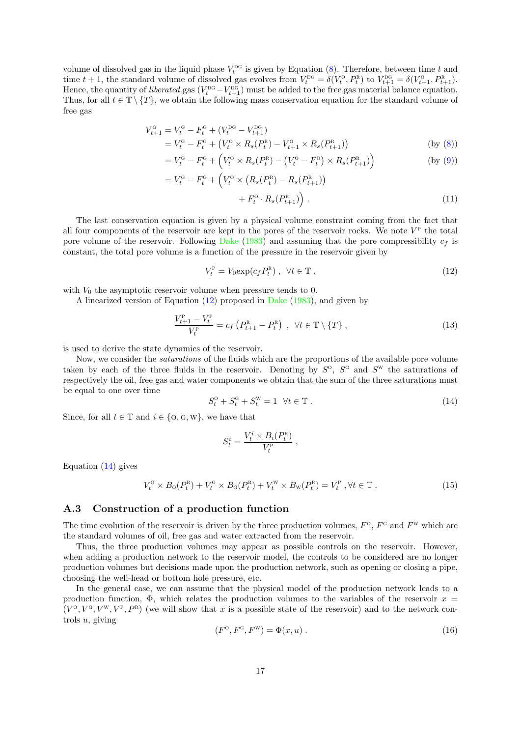volume of dissolved gas in the liquid phase $V_t^{\mathrm{DG}}$ is given by Equation (8). Therefore, between time $t$ and time $t+1$, the standard volume of dissolved gas evolves from $V_t^{\mathrm{DG}} = \delta(V_t^{\mathrm{O}}, P_t^{\mathrm{R}})$ to $V_{t+1}^{\mathrm{DG}} = \delta(V_{t+1}^{\mathrm{O}}, P_{t+1}^{\mathrm{R}})$. Hence, the quantity of *liberated* gas $(V_t^{\mathrm{DG}} - V_{t+1}^{\mathrm{DG}})$ must be added to the free gas material balance equation. Thus, for all $t \in \mathbb{T} \setminus \{T\}$, we obtain the following mass conservation equation for the standard volume of free gas

$$
\begin{aligned}
V_{t+1}^{\mathrm{G}} &= V_t^{\mathrm{G}} - F_t^{\mathrm{G}} + (V_t^{\mathrm{DG}} - V_{t+1}^{\mathrm{DG}}) \\
&= V_t^{\mathrm{G}} - F_t^{\mathrm{G}} + \big(V_t^{\mathrm{O}} \times R_s(P_t^{\mathrm{R}}) - V_{t+1}^{\mathrm{O}} \times R_s(P_{t+1}^{\mathrm{R}})\big) && \text{(by (8))} \\
&= V_t^{\mathrm{G}} - F_t^{\mathrm{G}} + \Big(V_t^{\mathrm{O}} \times R_s(P_t^{\mathrm{R}}) - \big(V_t^{\mathrm{O}} - F_t^{\mathrm{O}}\big) \times R_s(P_{t+1}^{\mathrm{R}})\Big) && \text{(by (9))} \\
&= V_t^{\mathrm{G}} - F_t^{\mathrm{G}} + \Big(V_t^{\mathrm{O}} \times \big(R_s(P_t^{\mathrm{R}}) - R_s(P_{t+1}^{\mathrm{R}})\big) \\
&\qquad\qquad + F_t^{\mathrm{O}} \cdot R_s(P_{t+1}^{\mathrm{R}})\Big) \, . && (11)
\end{aligned}
$$

The last conservation equation is given by a physical volume constraint coming from the fact that all four components of the reservoir are kept in the pores of the reservoir rocks. We note $V^{\mathrm{P}}$ the total pore volume of the reservoir. Following Dake (1983) and assuming that the pore compressibility $c_f$ is constant, the total pore volume is a function of the pressure in the reservoir given by

$$
V_t^{\mathrm{P}} = V_0 \exp(c_f P_t^{\mathrm{R}}) \ , \ \ \forall t \in \mathbb{T} \, , \tag{12}
$$

with $V_0$ the asymptotic reservoir volume when pressure tends to 0.

A linearized version of Equation (12) proposed in Dake (1983), and given by

$$
\frac{V_{t+1}^{\mathrm{P}} - V_t^{\mathrm{P}}}{V_t^{\mathrm{P}}} = c_f \left(P_{t+1}^{\mathrm{R}} - P_t^{\mathrm{R}}\right) \ , \ \ \forall t \in \mathbb{T} \setminus \{T\} \, , \tag{13}
$$

is used to derive the state dynamics of the reservoir.

Now, we consider the *saturations* of the fluids which are the proportions of the available pore volume taken by each of the three fluids in the reservoir. Denoting by $S^{\mathrm{O}}$, $S^{\mathrm{G}}$ and $S^{\mathrm{W}}$ the saturations of respectively the oil, free gas and water components we obtain that the sum of the three saturations must be equal to one over time

$$
S_t^{\mathrm{O}} + S_t^{\mathrm{G}} + S_t^{\mathrm{W}} = 1 \ \ \forall t \in \mathbb{T} \, . \tag{14}
$$

Since, for all $t \in \mathbb{T}$ and $i \in \{\mathrm{O}, \mathrm{G}, \mathrm{W}\}$, we have that

$$
S_t^i = \frac{V_t^i \times B_i(P_t^{\mathrm{R}})}{V_t^{\mathrm{P}}} \, ,
$$

Equation (14) gives

$$
V_t^{\mathrm{O}} \times B_{\mathrm{O}}(P_t^{\mathrm{R}}) + V_t^{\mathrm{G}} \times B_{\mathrm{G}}(P_t^{\mathrm{R}}) + V_t^{\mathrm{W}} \times B_{\mathrm{W}}(P_t^{\mathrm{R}}) = V_t^{\mathrm{P}} \ , \forall t \in \mathbb{T} \, . \tag{15}
$$

## A.3 Construction of a production function

The time evolution of the reservoir is driven by the three production volumes, $F^{\mathrm{O}}$, $F^{\mathrm{G}}$ and $F^{\mathrm{W}}$ which are the standard volumes of oil, free gas and water extracted from the reservoir.

Thus, the three production volumes may appear as possible controls on the reservoir. However, when adding a production network to the reservoir model, the controls to be considered are no longer production volumes but decisions made upon the production network, such as opening or closing a pipe, choosing the well-head or bottom hole pressure, etc.

In the general case, we can assume that the physical model of the production network leads to a production function, $\Phi$, which relates the production volumes to the variables of the reservoir $x = (V^{\mathrm{O}}, V^{\mathrm{G}}, V^{\mathrm{W}}, V^{\mathrm{P}}, P^{\mathrm{R}})$ (we will show that $x$ is a possible state of the reservoir) and to the network controls $u$, giving

$$
(F^{\mathrm{O}}, F^{\mathrm{G}}, F^{\mathrm{W}}) = \Phi(x, u) \, . \tag{16}
$$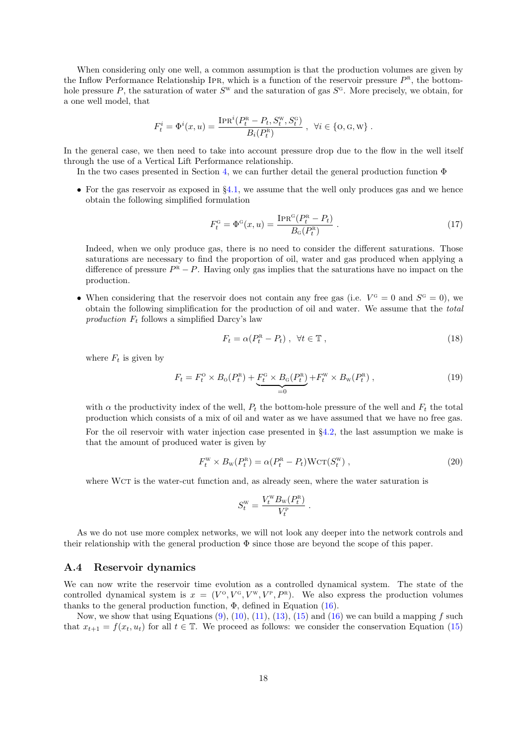When considering only one well, a common assumption is that the production volumes are given by the Inflow Performance Relationship IPR, which is a function of the reservoir pressure $P^{\mathrm{R}}$, the bottom-hole pressure $P$, the saturation of water $S^{\mathrm{W}}$ and the saturation of gas $S^{\mathrm{G}}$. More precisely, we obtain, for a one well model, that

$$F^i_t = \Phi^i(x,u) = \frac{\mathrm{IPR}^i(P^{\mathrm{R}}_t - P_t, S^{\mathrm{W}}_t, S^{\mathrm{G}}_t)}{B_i(P^{\mathrm{R}}_t)} \ , \ \ \forall i \in \{\mathrm{O}, \mathrm{G}, \mathrm{W}\} \ .$$

In the general case, we then need to take into account pressure drop due to the flow in the well itself through the use of a Vertical Lift Performance relationship.

In the two cases presented in Section 4, we can further detail the general production function $\Phi$

- For the gas reservoir as exposed in §4.1, we assume that the well only produces gas and we hence obtain the following simplified formulation

$$F^{\mathrm{G}}_t = \Phi^{\mathrm{G}}(x,u) = \frac{\mathrm{IPR}^{\mathrm{G}}(P^{\mathrm{R}}_t - P_t)}{B_{\mathrm{G}}(P^{\mathrm{R}}_t)} \ . \tag{17}$$

  Indeed, when we only produce gas, there is no need to consider the different saturations. Those saturations are necessary to find the proportion of oil, water and gas produced when applying a difference of pressure $P^{\mathrm{R}} - P$. Having only gas implies that the saturations have no impact on the production.

- When considering that the reservoir does not contain any free gas (i.e. $V^{\mathrm{G}} = 0$ and $S^{\mathrm{G}} = 0$), we obtain the following simplification for the production of oil and water. We assume that the *total production* $F_t$ follows a simplified Darcy's law

$$F_t = \alpha(P^{\mathrm{R}}_t - P_t) \ , \ \ \forall t \in \mathbb{T} \ , \tag{18}$$

  where $F_t$ is given by

$$F_t = F^{\mathrm{O}}_t \times B_{\mathrm{O}}(P^{\mathrm{R}}_t) + \underbrace{F^{\mathrm{G}}_t \times B_{\mathrm{G}}(P^{\mathrm{R}}_t)}_{=0} + F^{\mathrm{W}}_t \times B_{\mathrm{W}}(P^{\mathrm{R}}_t) \ , \tag{19}$$

  with $\alpha$ the productivity index of the well, $P_t$ the bottom-hole pressure of the well and $F_t$ the total production which consists of a mix of oil and water as we have assumed that we have no free gas.

  For the oil reservoir with water injection case presented in §4.2, the last assumption we make is that the amount of produced water is given by

$$F^{\mathrm{W}}_t \times B_{\mathrm{W}}(P^{\mathrm{R}}_t) = \alpha(P^{\mathrm{R}}_t - P_t)\mathrm{WCT}(S^{\mathrm{W}}_t) \ , \tag{20}$$

  where WCT is the water-cut function and, as already seen, where the water saturation is

$$S^{\mathrm{W}}_t = \frac{V^{\mathrm{W}}_t B_{\mathrm{W}}(P^{\mathrm{R}}_t)}{V^{\mathrm{P}}_t} \ .$$

As we do not use more complex networks, we will not look any deeper into the network controls and their relationship with the general production $\Phi$ since those are beyond the scope of this paper.

## A.4 Reservoir dynamics

We can now write the reservoir time evolution as a controlled dynamical system. The state of the controlled dynamical system is $x = (V^{\mathrm{O}}, V^{\mathrm{G}}, V^{\mathrm{W}}, V^{\mathrm{P}}, P^{\mathrm{R}})$. We also express the production volumes thanks to the general production function, $\Phi$, defined in Equation (16).

Now, we show that using Equations (9), (10), (11), (13), (15) and (16) we can build a mapping $f$ such that $x_{t+1} = f(x_t, u_t)$ for all $t \in \mathbb{T}$. We proceed as follows: we consider the conservation Equation (15)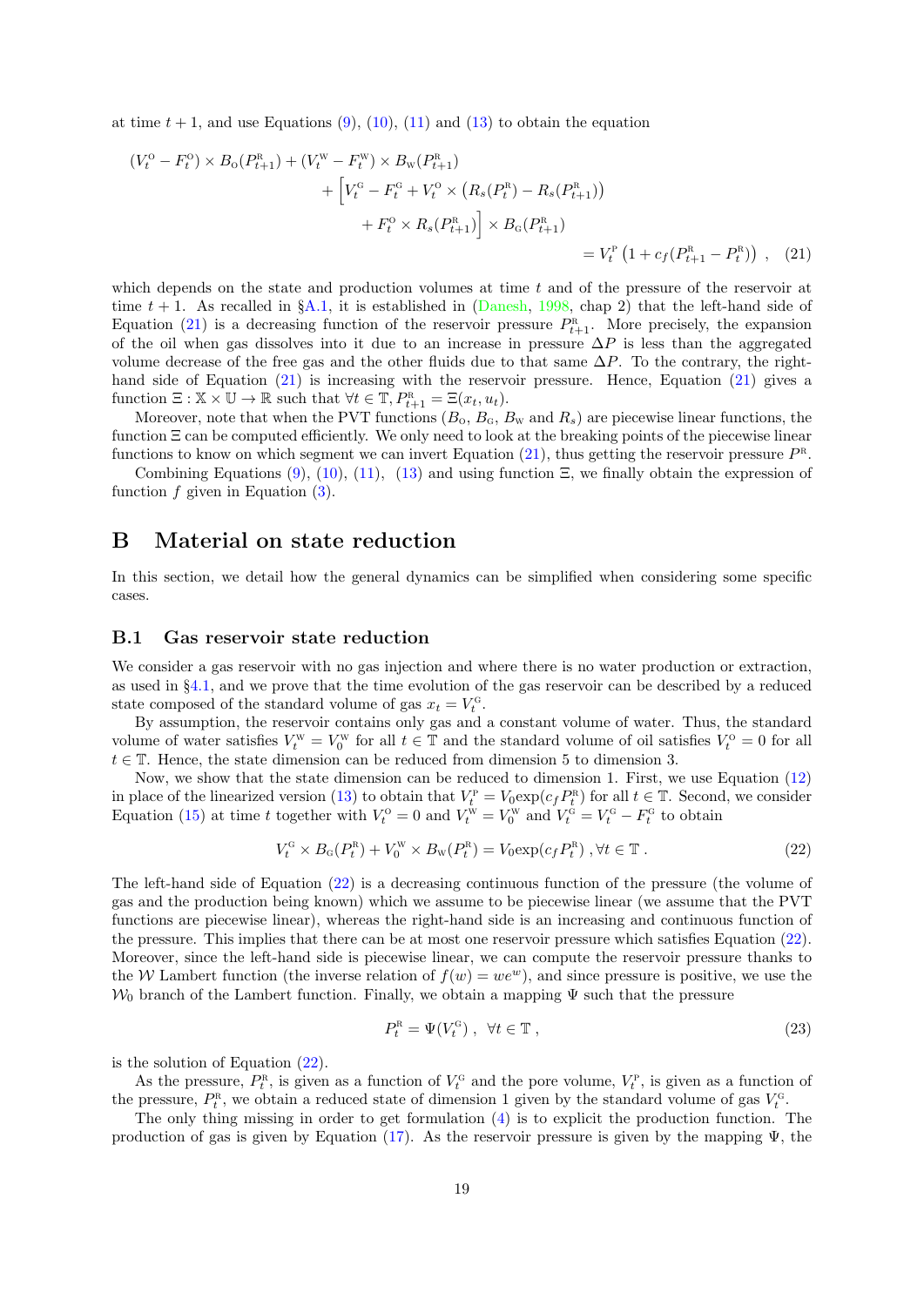at time $t+1$, and use Equations (9), (10), (11) and (13) to obtain the equation

$$
\begin{aligned}
(V_t^{\mathrm{O}} - F_t^{\mathrm{O}}) \times B_{\mathrm{O}}(P_{t+1}^{\mathrm{R}}) + (V_t^{\mathrm{W}} - F_t^{\mathrm{W}}) \times B_{\mathrm{W}}(P_{t+1}^{\mathrm{R}}) \\
+ \Big[ V_t^{\mathrm{G}} - F_t^{\mathrm{G}} + V_t^{\mathrm{O}} \times \big( R_s(P_t^{\mathrm{R}}) - R_s(P_{t+1}^{\mathrm{R}}) \big) \\
+ F_t^{\mathrm{O}} \times R_s(P_{t+1}^{\mathrm{R}}) \Big] \times B_{\mathrm{G}}(P_{t+1}^{\mathrm{R}}) \\
= V_t^{\mathrm{P}} \left( 1 + c_f (P_{t+1}^{\mathrm{R}} - P_t^{\mathrm{R}}) \right) \ , \quad (21)
\end{aligned}
$$

which depends on the state and production volumes at time $t$ and of the pressure of the reservoir at time $t+1$. As recalled in §A.1, it is established in (Danesh, 1998, chap 2) that the left-hand side of Equation (21) is a decreasing function of the reservoir pressure $P_{t+1}^{\mathrm{R}}$. More precisely, the expansion of the oil when gas dissolves into it due to an increase in pressure $\Delta P$ is less than the aggregated volume decrease of the free gas and the other fluids due to that same $\Delta P$. To the contrary, the right-hand side of Equation (21) is increasing with the reservoir pressure. Hence, Equation (21) gives a function $\Xi : \mathbb{X} \times \mathbb{U} \to \mathbb{R}$ such that $\forall t \in \mathbb{T}, P_{t+1}^{\mathrm{R}} = \Xi(x_t, u_t)$.

Moreover, note that when the PVT functions ($B_{\mathrm{O}}$, $B_{\mathrm{G}}$, $B_{\mathrm{W}}$ and $R_s$) are piecewise linear functions, the function $\Xi$ can be computed efficiently. We only need to look at the breaking points of the piecewise linear functions to know on which segment we can invert Equation (21), thus getting the reservoir pressure $P^{\mathrm{R}}$.

Combining Equations (9), (10), (11), (13) and using function $\Xi$, we finally obtain the expression of function $f$ given in Equation (3).

# B Material on state reduction

In this section, we detail how the general dynamics can be simplified when considering some specific cases.

## B.1 Gas reservoir state reduction

We consider a gas reservoir with no gas injection and where there is no water production or extraction, as used in §4.1, and we prove that the time evolution of the gas reservoir can be described by a reduced state composed of the standard volume of gas $x_t = V_t^{\mathrm{G}}$.

By assumption, the reservoir contains only gas and a constant volume of water. Thus, the standard volume of water satisfies $V_t^{\mathrm{W}} = V_0^{\mathrm{W}}$ for all $t \in \mathbb{T}$ and the standard volume of oil satisfies $V_t^{\mathrm{O}} = 0$ for all $t \in \mathbb{T}$. Hence, the state dimension can be reduced from dimension 5 to dimension 3.

Now, we show that the state dimension can be reduced to dimension 1. First, we use Equation (12) in place of the linearized version (13) to obtain that $V_t^{\mathrm{P}} = V_0 \exp(c_f P_t^{\mathrm{R}})$ for all $t \in \mathbb{T}$. Second, we consider Equation (15) at time $t$ together with $V_t^{\mathrm{O}} = 0$ and $V_t^{\mathrm{W}} = V_0^{\mathrm{W}}$ and $V_t^{\mathrm{G}} = V_t^{\mathrm{G}} - F_t^{\mathrm{G}}$ to obtain

$$
V_t^{\mathrm{G}} \times B_{\mathrm{G}}(P_t^{\mathrm{R}}) + V_0^{\mathrm{W}} \times B_{\mathrm{W}}(P_t^{\mathrm{R}}) = V_0 \exp(c_f P_t^{\mathrm{R}}) \ , \forall t \in \mathbb{T} \ . \quad (22)
$$

The left-hand side of Equation (22) is a decreasing continuous function of the pressure (the volume of gas and the production being known) which we assume to be piecewise linear (we assume that the PVT functions are piecewise linear), whereas the right-hand side is an increasing and continuous function of the pressure. This implies that there can be at most one reservoir pressure which satisfies Equation (22). Moreover, since the left-hand side is piecewise linear, we can compute the reservoir pressure thanks to the $\mathcal{W}$ Lambert function (the inverse relation of $f(w) = we^w$), and since pressure is positive, we use the $\mathcal{W}_0$ branch of the Lambert function. Finally, we obtain a mapping $\Psi$ such that the pressure

$$
P_t^{\mathrm{R}} = \Psi(V_t^{\mathrm{G}}) \ , \ \ \forall t \in \mathbb{T} \ , \quad (23)
$$

is the solution of Equation (22).

As the pressure, $P_t^{\mathrm{R}}$, is given as a function of $V_t^{\mathrm{G}}$ and the pore volume, $V_t^{\mathrm{P}}$, is given as a function of the pressure, $P_t^{\mathrm{R}}$, we obtain a reduced state of dimension 1 given by the standard volume of gas $V_t^{\mathrm{G}}$.

The only thing missing in order to get formulation (4) is to explicit the production function. The production of gas is given by Equation (17). As the reservoir pressure is given by the mapping $\Psi$, the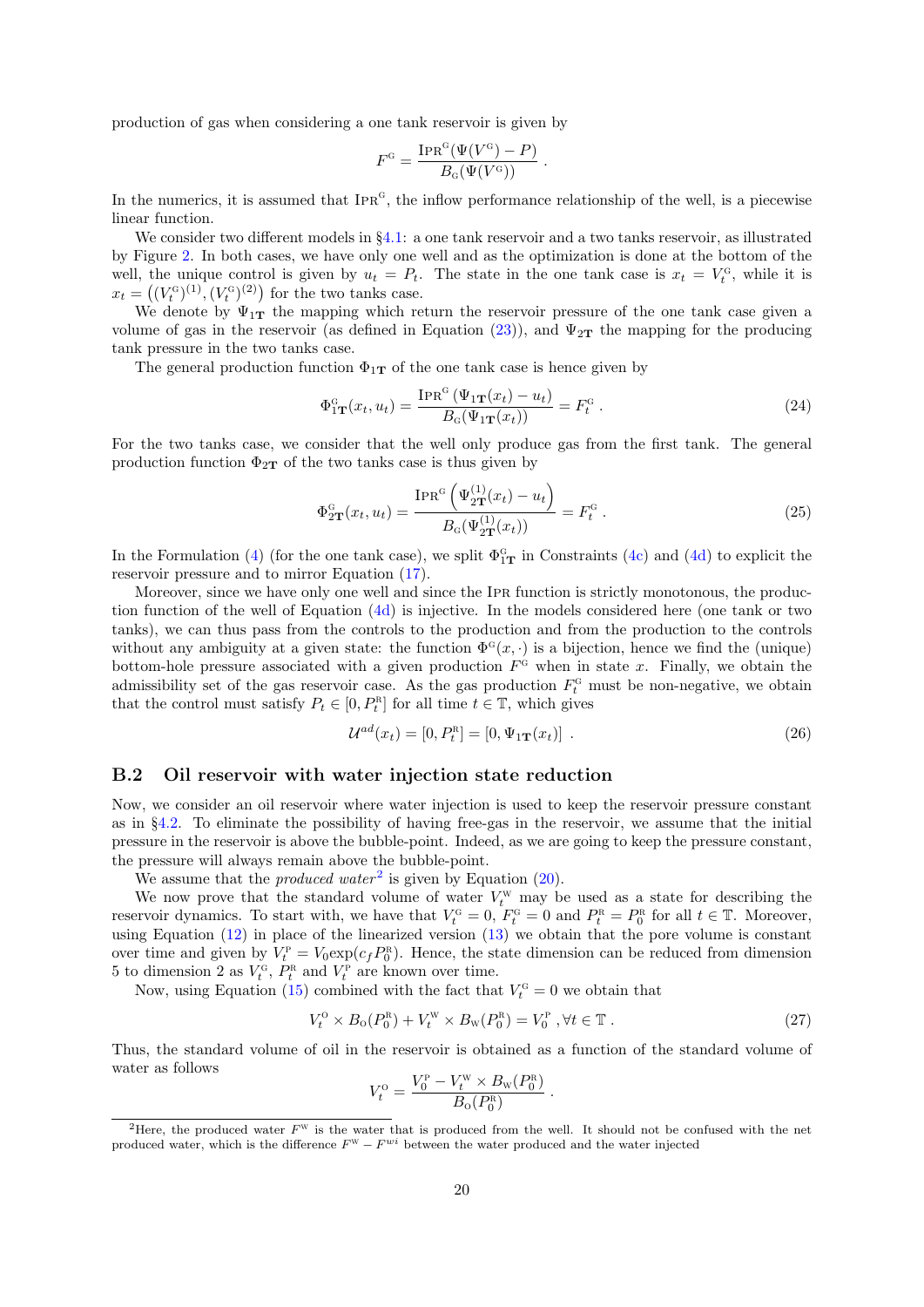production of gas when considering a one tank reservoir is given by

$$F^{\mathrm{G}} = \frac{\mathrm{IPR}^{\mathrm{G}}(\Psi(V^{\mathrm{G}}) - P)}{B_{\mathrm{G}}(\Psi(V^{\mathrm{G}}))} .$$

In the numerics, it is assumed that $\mathrm{IPR}^{\mathrm{G}}$, the inflow performance relationship of the well, is a piecewise linear function.

We consider two different models in §4.1: a one tank reservoir and a two tanks reservoir, as illustrated by Figure 2. In both cases, we have only one well and as the optimization is done at the bottom of the well, the unique control is given by $u_t = P_t$. The state in the one tank case is $x_t = V_t^{\mathrm{G}}$, while it is $x_t = \big((V_t^{\mathrm{G}})^{(1)}, (V_t^{\mathrm{G}})^{(2)}\big)$ for the two tanks case.

We denote by $\Psi_{1\mathbf{T}}$ the mapping which return the reservoir pressure of the one tank case given a volume of gas in the reservoir (as defined in Equation (23)), and $\Psi_{2\mathbf{T}}$ the mapping for the producing tank pressure in the two tanks case.

The general production function $\Phi_{1\mathbf{T}}$ of the one tank case is hence given by

$$\Phi_{1\mathbf{T}}^{\mathrm{G}}(x_t, u_t) = \frac{\mathrm{IPR}^{\mathrm{G}}\left(\Psi_{1\mathbf{T}}(x_t) - u_t\right)}{B_{\mathrm{G}}(\Psi_{1\mathbf{T}}(x_t))} = F_t^{\mathrm{G}} . \tag{24}$$

For the two tanks case, we consider that the well only produce gas from the first tank. The general production function $\Phi_{2\mathbf{T}}$ of the two tanks case is thus given by

$$\Phi_{2\mathbf{T}}^{\mathrm{G}}(x_t, u_t) = \frac{\mathrm{IPR}^{\mathrm{G}}\left(\Psi_{2\mathbf{T}}^{(1)}(x_t) - u_t\right)}{B_{\mathrm{G}}(\Psi_{2\mathbf{T}}^{(1)}(x_t))} = F_t^{\mathrm{G}} . \tag{25}$$

In the Formulation (4) (for the one tank case), we split $\Phi_{1\mathbf{T}}^{\mathrm{G}}$ in Constraints (4c) and (4d) to explicit the reservoir pressure and to mirror Equation (17).

Moreover, since we have only one well and since the IPR function is strictly monotonous, the production function of the well of Equation (4d) is injective. In the models considered here (one tank or two tanks), we can thus pass from the controls to the production and from the production to the controls without any ambiguity at a given state: the function $\Phi^{\mathrm{G}}(x, \cdot)$ is a bijection, hence we find the (unique) bottom-hole pressure associated with a given production $F^{\mathrm{G}}$ when in state $x$. Finally, we obtain the admissibility set of the gas reservoir case. As the gas production $F_t^{\mathrm{G}}$ must be non-negative, we obtain that the control must satisfy $P_t \in [0, P_t^{\mathrm{R}}]$ for all time $t \in \mathbb{T}$, which gives

$$\mathcal{U}^{ad}(x_t) = [0, P_t^{\mathrm{R}}] = [0, \Psi_{1\mathbf{T}}(x_t)] . \tag{26}$$

## B.2 Oil reservoir with water injection state reduction

Now, we consider an oil reservoir where water injection is used to keep the reservoir pressure constant as in §4.2. To eliminate the possibility of having free-gas in the reservoir, we assume that the initial pressure in the reservoir is above the bubble-point. Indeed, as we are going to keep the pressure constant, the pressure will always remain above the bubble-point.

We assume that the *produced water*[2] is given by Equation (20).

We now prove that the standard volume of water $V_t^{\mathrm{W}}$ may be used as a state for describing the reservoir dynamics. To start with, we have that $V_t^{\mathrm{G}} = 0$, $F_t^{\mathrm{G}} = 0$ and $P_t^{\mathrm{R}} = P_0^{\mathrm{R}}$ for all $t \in \mathbb{T}$. Moreover, using Equation (12) in place of the linearized version (13) we obtain that the pore volume is constant over time and given by $V_t^{\mathrm{P}} = V_0 \exp(c_f P_0^{\mathrm{R}})$. Hence, the state dimension can be reduced from dimension 5 to dimension 2 as $V_t^{\mathrm{G}}$, $P_t^{\mathrm{R}}$ and $V_t^{\mathrm{P}}$ are known over time.

Now, using Equation (15) combined with the fact that $V_t^{\mathrm{G}} = 0$ we obtain that

$$V_t^{\mathrm{O}} \times B_{\mathrm{O}}(P_0^{\mathrm{R}}) + V_t^{\mathrm{W}} \times B_{\mathrm{W}}(P_0^{\mathrm{R}}) = V_0^{\mathrm{P}} , \forall t \in \mathbb{T} . \tag{27}$$

Thus, the standard volume of oil in the reservoir is obtained as a function of the standard volume of water as follows

$$V_t^{\mathrm{O}} = \frac{V_0^{\mathrm{P}} - V_t^{\mathrm{W}} \times B_{\mathrm{W}}(P_0^{\mathrm{R}})}{B_{\mathrm{O}}(P_0^{\mathrm{R}})} .$$

---

[2] Here, the produced water $F^{\mathrm{W}}$ is the water that is produced from the well. It should not be confused with the net produced water, which is the difference $F^{\mathrm{W}} - F^{wi}$ between the water produced and the water injected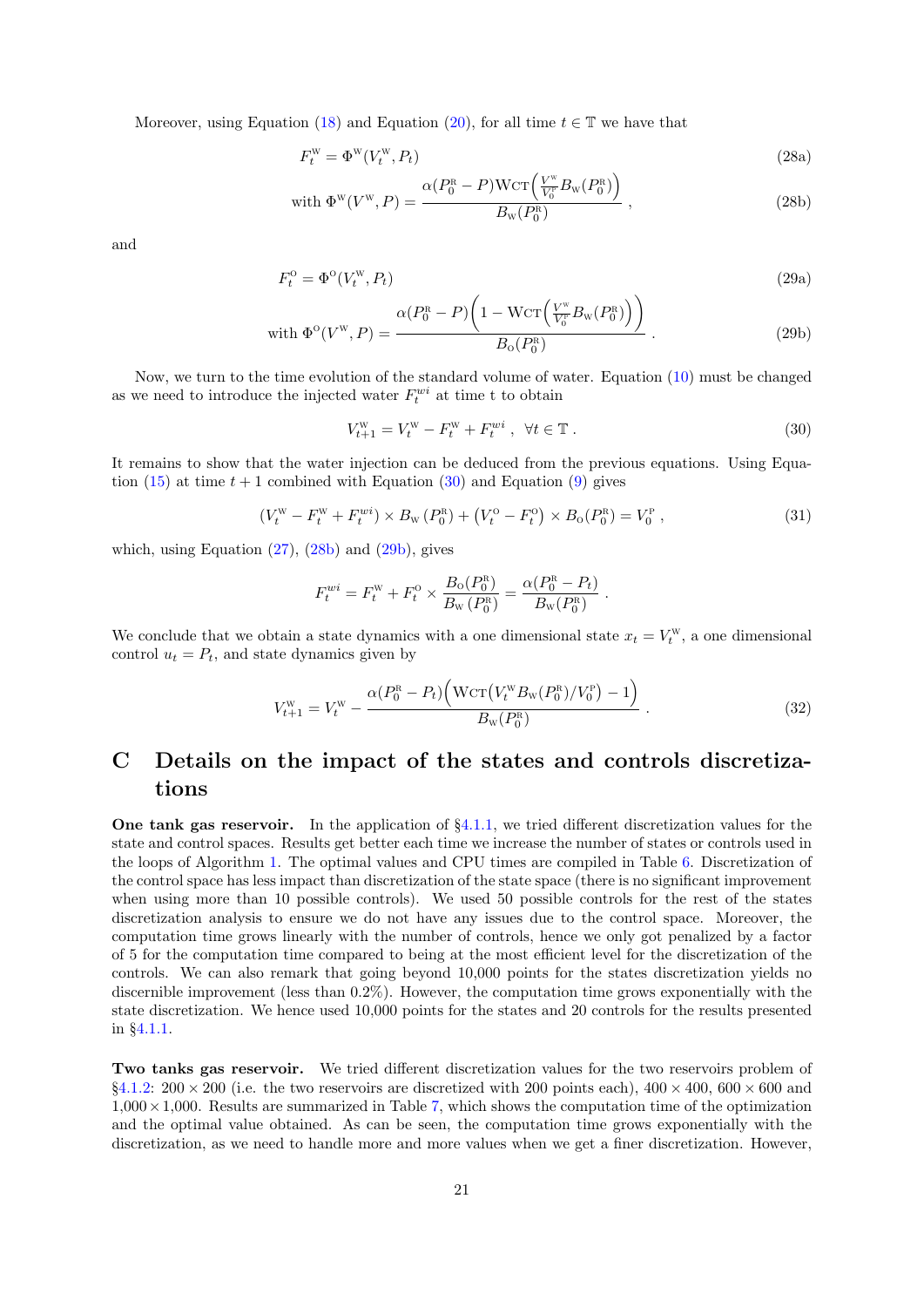Moreover, using Equation (18) and Equation (20), for all time $t \in \mathbb{T}$ we have that

$$F_t^{\mathrm{W}} = \Phi^{\mathrm{W}}(V_t^{\mathrm{W}}, P_t) \tag{28a}$$

$$\text{with } \Phi^{\mathrm{W}}(V^{\mathrm{W}}, P) = \frac{\alpha(P_0^{\mathrm{R}} - P)\mathrm{WCT}\Big(\frac{V^{\mathrm{W}}}{V_0^{\mathrm{P}}} B_{\mathrm{W}}(P_0^{\mathrm{R}})\Big)}{B_{\mathrm{W}}(P_0^{\mathrm{R}})} , \tag{28b}$$

and

$$F_t^{\mathrm{O}} = \Phi^{\mathrm{O}}(V_t^{\mathrm{W}}, P_t) \tag{29a}$$

$$\text{with } \Phi^{\mathrm{O}}(V^{\mathrm{W}}, P) = \frac{\alpha(P_0^{\mathrm{R}} - P)\Big(1 - \mathrm{WCT}\Big(\frac{V^{\mathrm{W}}}{V_0^{\mathrm{P}}} B_{\mathrm{W}}(P_0^{\mathrm{R}})\Big)\Big)}{B_{\mathrm{O}}(P_0^{\mathrm{R}})} . \tag{29b}$$

Now, we turn to the time evolution of the standard volume of water. Equation (10) must be changed as we need to introduce the injected water $F_t^{wi}$ at time t to obtain

$$V_{t+1}^{\mathrm{W}} = V_t^{\mathrm{W}} - F_t^{\mathrm{W}} + F_t^{wi} , \ \ \forall t \in \mathbb{T} . \tag{30}$$

It remains to show that the water injection can be deduced from the previous equations. Using Equation (15) at time $t+1$ combined with Equation (30) and Equation (9) gives

$$(V_t^{\mathrm{W}} - F_t^{\mathrm{W}} + F_t^{wi}) \times B_{\mathrm{W}}(P_0^{\mathrm{R}}) + \big(V_t^{\mathrm{O}} - F_t^{\mathrm{O}}\big) \times B_{\mathrm{O}}(P_0^{\mathrm{R}}) = V_0^{\mathrm{P}} , \tag{31}$$

which, using Equation (27), (28b) and (29b), gives

$$F_t^{wi} = F_t^{\mathrm{W}} + F_t^{\mathrm{O}} \times \frac{B_{\mathrm{O}}(P_0^{\mathrm{R}})}{B_{\mathrm{W}}(P_0^{\mathrm{R}})} = \frac{\alpha(P_0^{\mathrm{R}} - P_t)}{B_{\mathrm{W}}(P_0^{\mathrm{R}})} .$$

We conclude that we obtain a state dynamics with a one dimensional state $x_t = V_t^{\mathrm{W}}$, a one dimensional control $u_t = P_t$, and state dynamics given by

$$V_{t+1}^{\mathrm{W}} = V_t^{\mathrm{W}} - \frac{\alpha(P_0^{\mathrm{R}} - P_t)\Big(\mathrm{WCT}\big(V_t^{\mathrm{W}} B_{\mathrm{W}}(P_0^{\mathrm{R}})/V_0^{\mathrm{P}}\big) - 1\Big)}{B_{\mathrm{W}}(P_0^{\mathrm{R}})} . \tag{32}$$

# C Details on the impact of the states and controls discretizations

**One tank gas reservoir.** In the application of §4.1.1, we tried different discretization values for the state and control spaces. Results get better each time we increase the number of states or controls used in the loops of Algorithm 1. The optimal values and CPU times are compiled in Table 6. Discretization of the control space has less impact than discretization of the state space (there is no significant improvement when using more than 10 possible controls). We used 50 possible controls for the rest of the states discretization analysis to ensure we do not have any issues due to the control space. Moreover, the computation time grows linearly with the number of controls, hence we only got penalized by a factor of 5 for the computation time compared to being at the most efficient level for the discretization of the controls. We can also remark that going beyond 10,000 points for the states discretization yields no discernible improvement (less than 0.2%). However, the computation time grows exponentially with the state discretization. We hence used 10,000 points for the states and 20 controls for the results presented in §4.1.1.

**Two tanks gas reservoir.** We tried different discretization values for the two reservoirs problem of §4.1.2: $200 \times 200$ (i.e. the two reservoirs are discretized with 200 points each), $400 \times 400$, $600 \times 600$ and $1{,}000 \times 1{,}000$. Results are summarized in Table 7, which shows the computation time of the optimization and the optimal value obtained. As can be seen, the computation time grows exponentially with the discretization, as we need to handle more and more values when we get a finer discretization. However,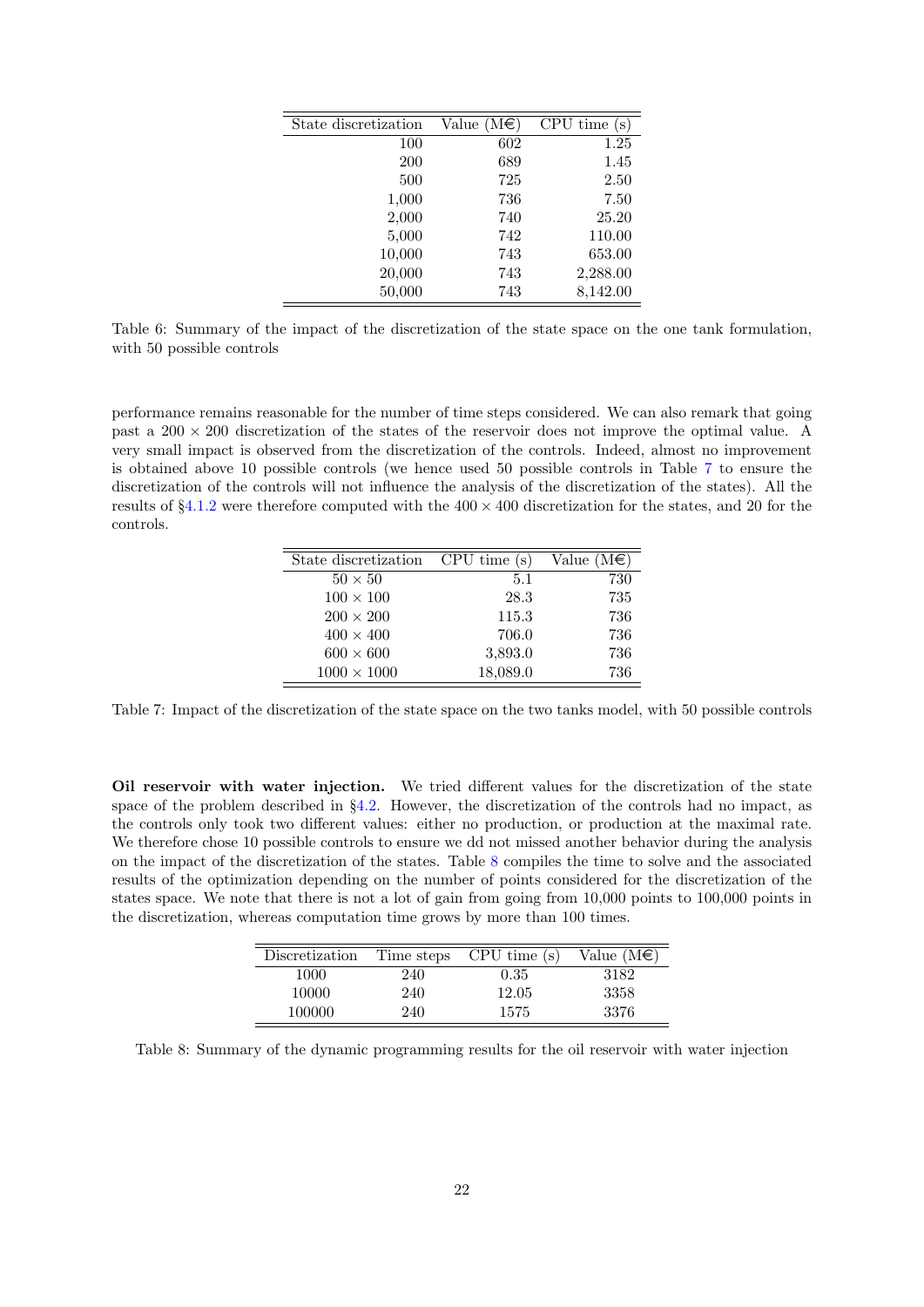| State discretization | Value (M€) | CPU time (s) |
|---|---|---|
| 100 | 602 | 1.25 |
| 200 | 689 | 1.45 |
| 500 | 725 | 2.50 |
| 1,000 | 736 | 7.50 |
| 2,000 | 740 | 25.20 |
| 5,000 | 742 | 110.00 |
| 10,000 | 743 | 653.00 |
| 20,000 | 743 | 2,288.00 |
| 50,000 | 743 | 8,142.00 |

Table 6: Summary of the impact of the discretization of the state space on the one tank formulation, with 50 possible controls

performance remains reasonable for the number of time steps considered. We can also remark that going past a $200 \times 200$ discretization of the states of the reservoir does not improve the optimal value. A very small impact is observed from the discretization of the controls. Indeed, almost no improvement is obtained above 10 possible controls (we hence used 50 possible controls in Table 7 to ensure the discretization of the controls will not influence the analysis of the discretization of the states). All the results of §4.1.2 were therefore computed with the $400 \times 400$ discretization for the states, and 20 for the controls.

| State discretization | CPU time (s) | Value (M€) |
|---|---|---|
| $50 \times 50$ | 5.1 | 730 |
| $100 \times 100$ | 28.3 | 735 |
| $200 \times 200$ | 115.3 | 736 |
| $400 \times 400$ | 706.0 | 736 |
| $600 \times 600$ | 3,893.0 | 736 |
| $1000 \times 1000$ | 18,089.0 | 736 |

Table 7: Impact of the discretization of the state space on the two tanks model, with 50 possible controls

**Oil reservoir with water injection.** We tried different values for the discretization of the state space of the problem described in §4.2. However, the discretization of the controls had no impact, as the controls only took two different values: either no production, or production at the maximal rate. We therefore chose 10 possible controls to ensure we dd not missed another behavior during the analysis on the impact of the discretization of the states. Table 8 compiles the time to solve and the associated results of the optimization depending on the number of points considered for the discretization of the states space. We note that there is not a lot of gain from going from 10,000 points to 100,000 points in the discretization, whereas computation time grows by more than 100 times.

| Discretization | Time steps | CPU time (s) | Value (M€) |
|---|---|---|---|
| 1000 | 240 | 0.35 | 3182 |
| 10000 | 240 | 12.05 | 3358 |
| 100000 | 240 | 1575 | 3376 |

Table 8: Summary of the dynamic programming results for the oil reservoir with water injection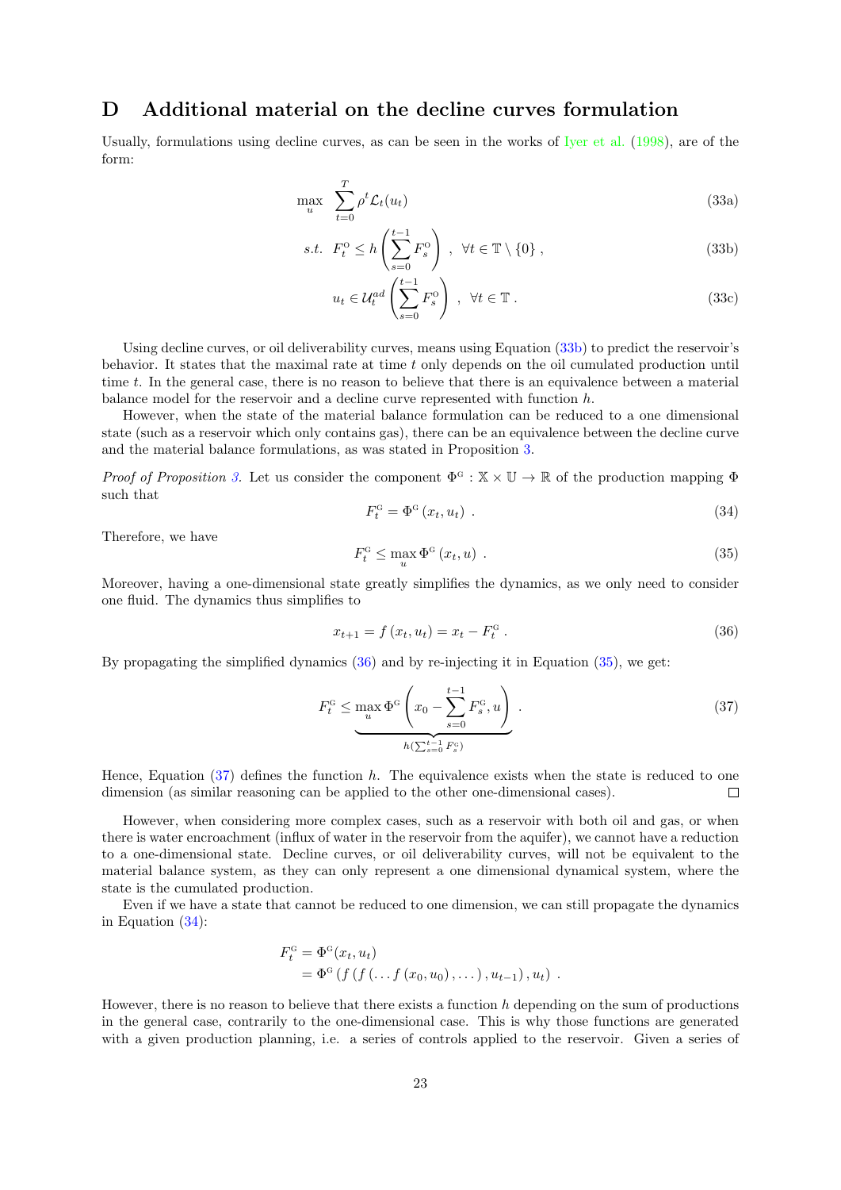# D Additional material on the decline curves formulation

Usually, formulations using decline curves, as can be seen in the works of Iyer et al. (1998), are of the form:

$$\max_{u} \sum_{t=0}^{T} \rho^t \mathcal{L}_t(u_t) \tag{33a}$$

$$s.t. \;\; F_t^{\text{O}} \leq h\left(\sum_{s=0}^{t-1} F_s^{\text{O}}\right) \;, \;\; \forall t \in \mathbb{T} \setminus \{0\} \;, \tag{33b}$$

$$u_t \in \mathcal{U}_t^{ad}\left(\sum_{s=0}^{t-1} F_s^{\text{O}}\right) \;, \;\; \forall t \in \mathbb{T} \;. \tag{33c}$$

Using decline curves, or oil deliverability curves, means using Equation (33b) to predict the reservoir's behavior. It states that the maximal rate at time $t$ only depends on the oil cumulated production until time $t$. In the general case, there is no reason to believe that there is an equivalence between a material balance model for the reservoir and a decline curve represented with function $h$.

However, when the state of the material balance formulation can be reduced to a one dimensional state (such as a reservoir which only contains gas), there can be an equivalence between the decline curve and the material balance formulations, as was stated in Proposition 3.

*Proof of Proposition 3.* Let us consider the component $\Phi^{\text{G}} : \mathbb{X} \times \mathbb{U} \to \mathbb{R}$ of the production mapping $\Phi$ such that

$$F_t^{\text{G}} = \Phi^{\text{G}}(x_t, u_t) \;. \tag{34}$$

Therefore, we have

$$F_t^{\text{G}} \leq \max_{u} \Phi^{\text{G}}(x_t, u) \;. \tag{35}$$

Moreover, having a one-dimensional state greatly simplifies the dynamics, as we only need to consider one fluid. The dynamics thus simplifies to

$$x_{t+1} = f(x_t, u_t) = x_t - F_t^{\text{G}} \;. \tag{36}$$

By propagating the simplified dynamics (36) and by re-injecting it in Equation (35), we get:

$$F_t^{\text{G}} \leq \underbrace{\max_{u} \Phi^{\text{G}}\left(x_0 - \sum_{s=0}^{t-1} F_s^{\text{G}}, u\right)}_{h\left(\sum_{s=0}^{t-1} F_s^{\text{G}}\right)} \;. \tag{37}$$

Hence, Equation (37) defines the function $h$. The equivalence exists when the state is reduced to one dimension (as similar reasoning can be applied to the other one-dimensional cases). □

However, when considering more complex cases, such as a reservoir with both oil and gas, or when there is water encroachment (influx of water in the reservoir from the aquifer), we cannot have a reduction to a one-dimensional state. Decline curves, or oil deliverability curves, will not be equivalent to the material balance system, as they can only represent a one dimensional dynamical system, where the state is the cumulated production.

Even if we have a state that cannot be reduced to one dimension, we can still propagate the dynamics in Equation (34):

$$\begin{aligned} F_t^{\text{G}} &= \Phi^{\text{G}}(x_t, u_t) \\ &= \Phi^{\text{G}}\left(f\left(f\left(\ldots f\left(x_0, u_0\right), \ldots\right), u_{t-1}\right), u_t\right) \;. \end{aligned}$$

However, there is no reason to believe that there exists a function $h$ depending on the sum of productions in the general case, contrarily to the one-dimensional case. This is why those functions are generated with a given production planning, i.e. a series of controls applied to the reservoir. Given a series of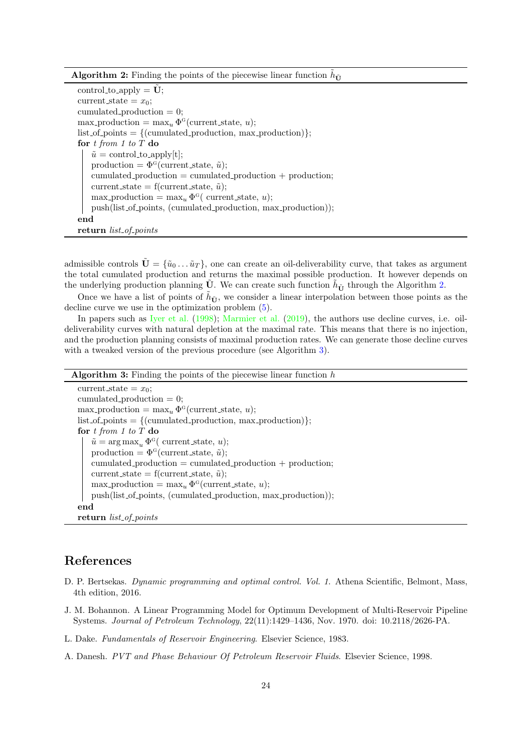**Algorithm 2:** Finding the points of the piecewise linear function $\tilde{h}_{\tilde{\mathbf{U}}}$

```
control_to_apply = Ũ;
current_state = x_0;
cumulated_production = 0;
max_production = max_u Φ^G(current_state, u);
list_of_points = {(cumulated_production, max_production)};
for t from 1 to T do
    ũ = control_to_apply[t];
    production = Φ^G(current_state, ũ);
    cumulated_production = cumulated_production + production;
    current_state = f(current_state, ũ);
    max_production = max_u Φ^G( current_state, u);
    push(list_of_points, (cumulated_production, max_production));
end
return list_of_points
```

admissible controls $\tilde{\mathbf{U}} = \{\tilde{u}_0 \dots \tilde{u}_T\}$, one can create an oil-deliverability curve, that takes as argument the total cumulated production and returns the maximal possible production. It however depends on the underlying production planning $\tilde{\mathbf{U}}$. We can create such function $\tilde{h}_{\tilde{\mathbf{U}}}$ through the Algorithm 2.

Once we have a list of points of $\tilde{h}_{\tilde{\mathbf{U}}}$, we consider a linear interpolation between those points as the decline curve we use in the optimization problem (5).

In papers such as Iyer et al. (1998); Marmier et al. (2019), the authors use decline curves, i.e. oil-deliverability curves with natural depletion at the maximal rate. This means that there is no injection, and the production planning consists of maximal production rates. We can generate those decline curves with a tweaked version of the previous procedure (see Algorithm 3).

**Algorithm 3:** Finding the points of the piecewise linear function $h$

```
current_state = x_0;
cumulated_production = 0;
max_production = max_u Φ^G(current_state, u);
list_of_points = {(cumulated_production, max_production)};
for t from 1 to T do
    ũ = arg max_u Φ^G( current_state, u);
    production = Φ^G(current_state, ũ);
    cumulated_production = cumulated_production + production;
    current_state = f(current_state, ũ);
    max_production = max_u Φ^G(current_state, u);
    push(list_of_points, (cumulated_production, max_production));
end
return list_of_points
```

# References

D. P. Bertsekas. *Dynamic programming and optimal control. Vol. 1.* Athena Scientific, Belmont, Mass, 4th edition, 2016.

J. M. Bohannon. A Linear Programming Model for Optimum Development of Multi-Reservoir Pipeline Systems. *Journal of Petroleum Technology*, 22(11):1429–1436, Nov. 1970. doi: 10.2118/2626-PA.

L. Dake. *Fundamentals of Reservoir Engineering*. Elsevier Science, 1983.

A. Danesh. *PVT and Phase Behaviour Of Petroleum Reservoir Fluids*. Elsevier Science, 1998.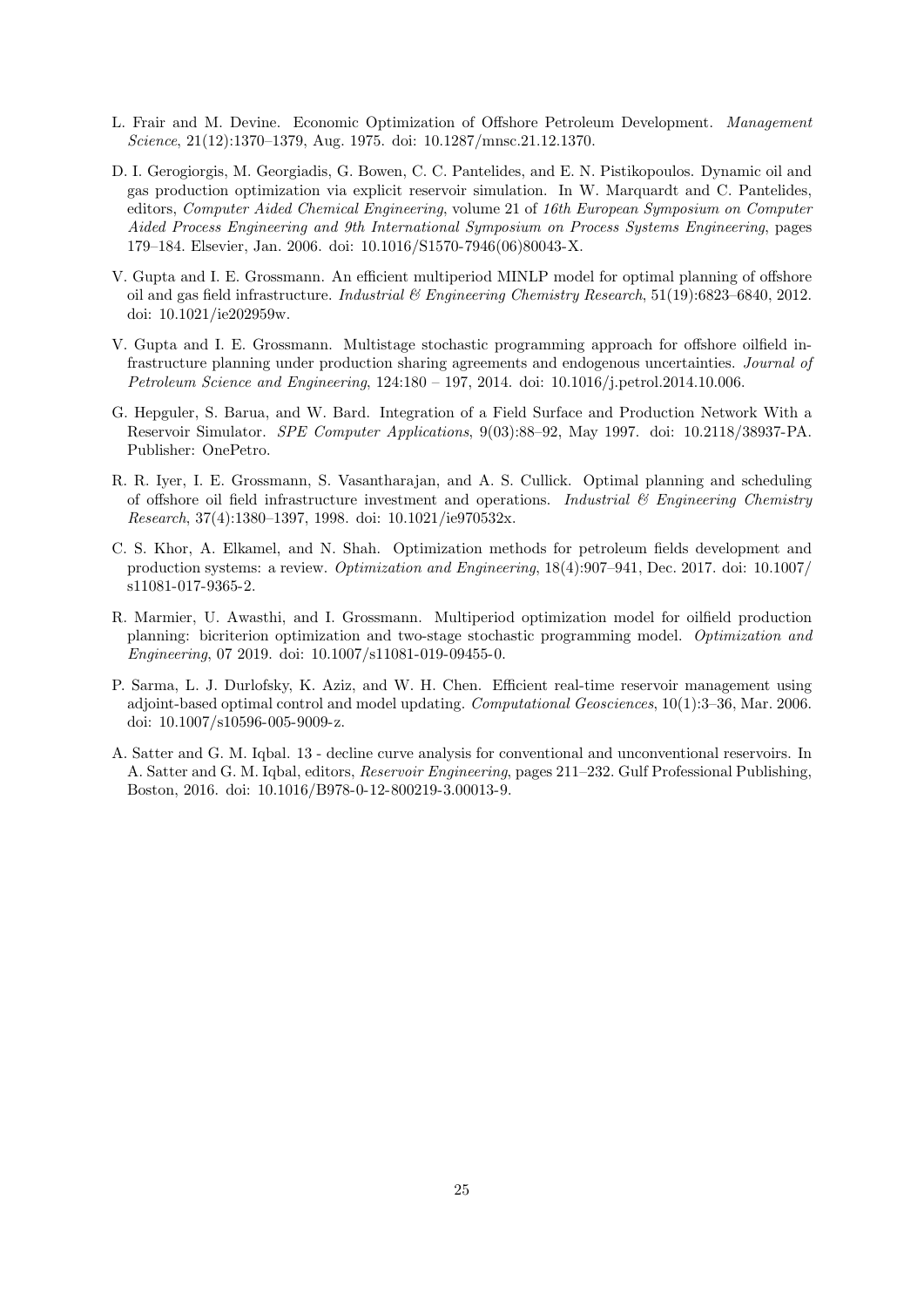L. Frair and M. Devine. Economic Optimization of Offshore Petroleum Development. *Management Science*, 21(12):1370–1379, Aug. 1975. doi: 10.1287/mnsc.21.12.1370.

D. I. Gerogiorgis, M. Georgiadis, G. Bowen, C. C. Pantelides, and E. N. Pistikopoulos. Dynamic oil and gas production optimization via explicit reservoir simulation. In W. Marquardt and C. Pantelides, editors, *Computer Aided Chemical Engineering*, volume 21 of *16th European Symposium on Computer Aided Process Engineering and 9th International Symposium on Process Systems Engineering*, pages 179–184. Elsevier, Jan. 2006. doi: 10.1016/S1570-7946(06)80043-X.

V. Gupta and I. E. Grossmann. An efficient multiperiod MINLP model for optimal planning of offshore oil and gas field infrastructure. *Industrial & Engineering Chemistry Research*, 51(19):6823–6840, 2012. doi: 10.1021/ie202959w.

V. Gupta and I. E. Grossmann. Multistage stochastic programming approach for offshore oilfield infrastructure planning under production sharing agreements and endogenous uncertainties. *Journal of Petroleum Science and Engineering*, 124:180 – 197, 2014. doi: 10.1016/j.petrol.2014.10.006.

G. Hepguler, S. Barua, and W. Bard. Integration of a Field Surface and Production Network With a Reservoir Simulator. *SPE Computer Applications*, 9(03):88–92, May 1997. doi: 10.2118/38937-PA. Publisher: OnePetro.

R. R. Iyer, I. E. Grossmann, S. Vasantharajan, and A. S. Cullick. Optimal planning and scheduling of offshore oil field infrastructure investment and operations. *Industrial & Engineering Chemistry Research*, 37(4):1380–1397, 1998. doi: 10.1021/ie970532x.

C. S. Khor, A. Elkamel, and N. Shah. Optimization methods for petroleum fields development and production systems: a review. *Optimization and Engineering*, 18(4):907–941, Dec. 2017. doi: 10.1007/s11081-017-9365-2.

R. Marmier, U. Awasthi, and I. Grossmann. Multiperiod optimization model for oilfield production planning: bicriterion optimization and two-stage stochastic programming model. *Optimization and Engineering*, 07 2019. doi: 10.1007/s11081-019-09455-0.

P. Sarma, L. J. Durlofsky, K. Aziz, and W. H. Chen. Efficient real-time reservoir management using adjoint-based optimal control and model updating. *Computational Geosciences*, 10(1):3–36, Mar. 2006. doi: 10.1007/s10596-005-9009-z.

A. Satter and G. M. Iqbal. 13 - decline curve analysis for conventional and unconventional reservoirs. In A. Satter and G. M. Iqbal, editors, *Reservoir Engineering*, pages 211–232. Gulf Professional Publishing, Boston, 2016. doi: 10.1016/B978-0-12-800219-3.00013-9.